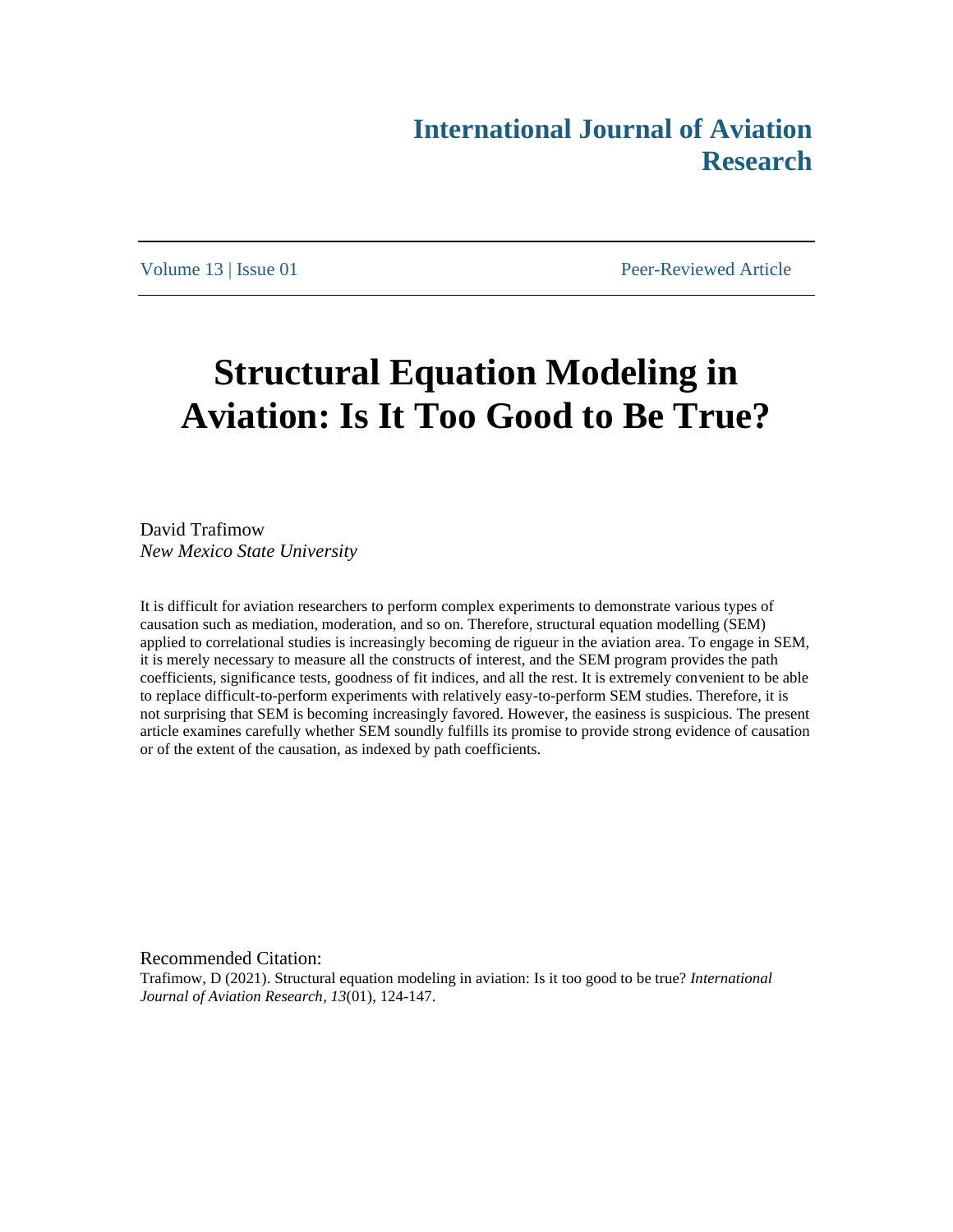# International Journal of Aviation Research

Volume 13 | Issue 01 — Peer-Reviewed Article

# Structural Equation Modeling in Aviation: Is It Too Good to Be True?

David Trafimow
*New Mexico State University*

It is difficult for aviation researchers to perform complex experiments to demonstrate various types of causation such as mediation, moderation, and so on. Therefore, structural equation modelling (SEM) applied to correlational studies is increasingly becoming de rigueur in the aviation area. To engage in SEM, it is merely necessary to measure all the constructs of interest, and the SEM program provides the path coefficients, significance tests, goodness of fit indices, and all the rest. It is extremely convenient to be able to replace difficult-to-perform experiments with relatively easy-to-perform SEM studies. Therefore, it is not surprising that SEM is becoming increasingly favored. However, the easiness is suspicious. The present article examines carefully whether SEM soundly fulfills its promise to provide strong evidence of causation or of the extent of the causation, as indexed by path coefficients.

Recommended Citation:
Trafimow, D (2021). Structural equation modeling in aviation: Is it too good to be true? *International Journal of Aviation Research*, *13*(01), 124-147.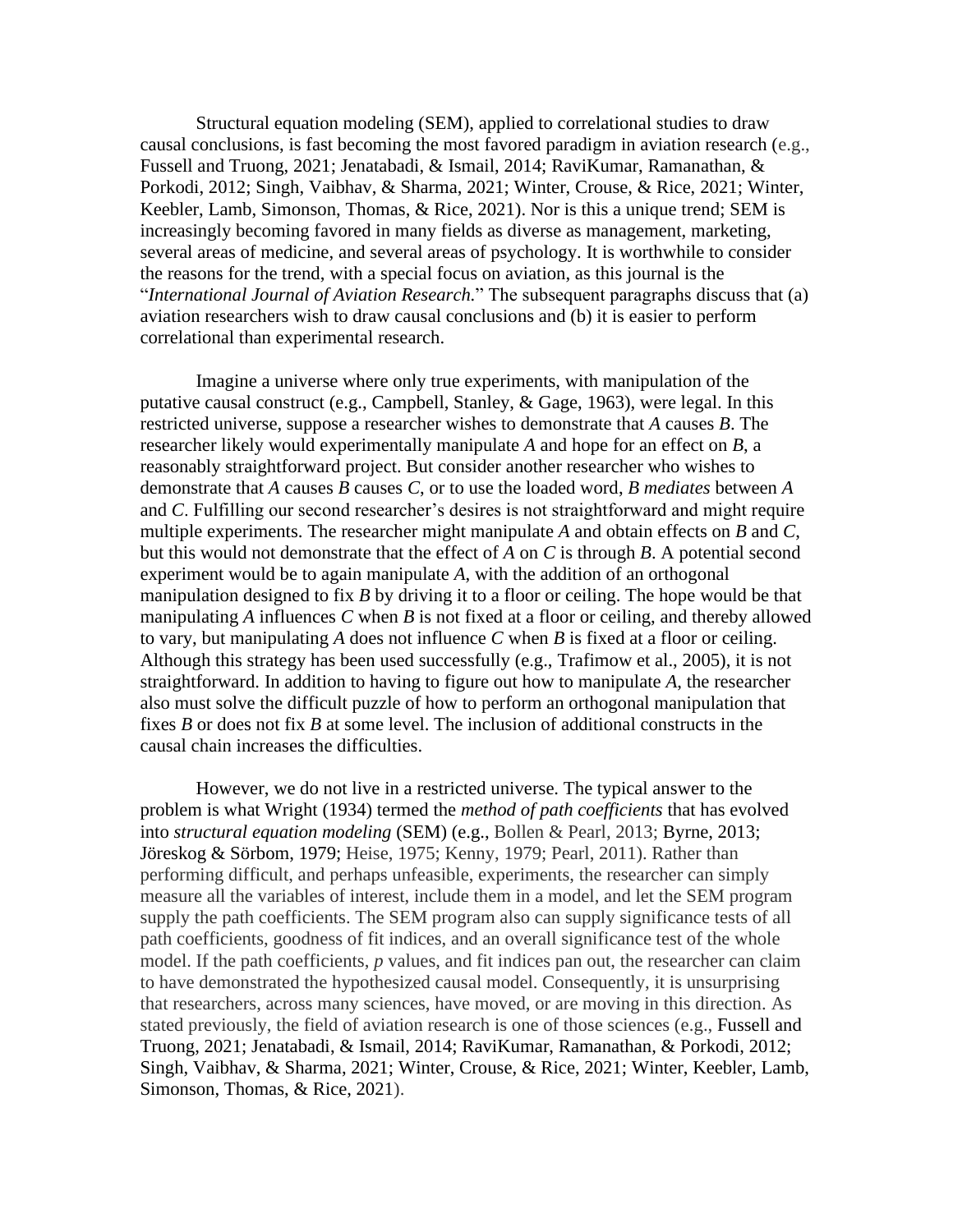Structural equation modeling (SEM), applied to correlational studies to draw causal conclusions, is fast becoming the most favored paradigm in aviation research (e.g., Fussell and Truong, 2021; Jenatabadi, & Ismail, 2014; RaviKumar, Ramanathan, & Porkodi, 2012; Singh, Vaibhav, & Sharma, 2021; Winter, Crouse, & Rice, 2021; Winter, Keebler, Lamb, Simonson, Thomas, & Rice, 2021). Nor is this a unique trend; SEM is increasingly becoming favored in many fields as diverse as management, marketing, several areas of medicine, and several areas of psychology. It is worthwhile to consider the reasons for the trend, with a special focus on aviation, as this journal is the "*International Journal of Aviation Research.*" The subsequent paragraphs discuss that (a) aviation researchers wish to draw causal conclusions and (b) it is easier to perform correlational than experimental research.

Imagine a universe where only true experiments, with manipulation of the putative causal construct (e.g., Campbell, Stanley, & Gage, 1963), were legal. In this restricted universe, suppose a researcher wishes to demonstrate that *A* causes *B*. The researcher likely would experimentally manipulate *A* and hope for an effect on *B*, a reasonably straightforward project. But consider another researcher who wishes to demonstrate that *A* causes *B* causes *C*, or to use the loaded word, *B mediates* between *A* and *C*. Fulfilling our second researcher's desires is not straightforward and might require multiple experiments. The researcher might manipulate *A* and obtain effects on *B* and *C*, but this would not demonstrate that the effect of *A* on *C* is through *B*. A potential second experiment would be to again manipulate *A*, with the addition of an orthogonal manipulation designed to fix *B* by driving it to a floor or ceiling. The hope would be that manipulating *A* influences *C* when *B* is not fixed at a floor or ceiling, and thereby allowed to vary, but manipulating *A* does not influence *C* when *B* is fixed at a floor or ceiling. Although this strategy has been used successfully (e.g., Trafimow et al., 2005), it is not straightforward. In addition to having to figure out how to manipulate *A*, the researcher also must solve the difficult puzzle of how to perform an orthogonal manipulation that fixes *B* or does not fix *B* at some level. The inclusion of additional constructs in the causal chain increases the difficulties.

However, we do not live in a restricted universe. The typical answer to the problem is what Wright (1934) termed the *method of path coefficients* that has evolved into *structural equation modeling* (SEM) (e.g., Bollen & Pearl, 2013; Byrne, 2013; Jöreskog & Sörbom, 1979; Heise, 1975; Kenny, 1979; Pearl, 2011). Rather than performing difficult, and perhaps unfeasible, experiments, the researcher can simply measure all the variables of interest, include them in a model, and let the SEM program supply the path coefficients. The SEM program also can supply significance tests of all path coefficients, goodness of fit indices, and an overall significance test of the whole model. If the path coefficients, *p* values, and fit indices pan out, the researcher can claim to have demonstrated the hypothesized causal model. Consequently, it is unsurprising that researchers, across many sciences, have moved, or are moving in this direction. As stated previously, the field of aviation research is one of those sciences (e.g., Fussell and Truong, 2021; Jenatabadi, & Ismail, 2014; RaviKumar, Ramanathan, & Porkodi, 2012; Singh, Vaibhav, & Sharma, 2021; Winter, Crouse, & Rice, 2021; Winter, Keebler, Lamb, Simonson, Thomas, & Rice, 2021).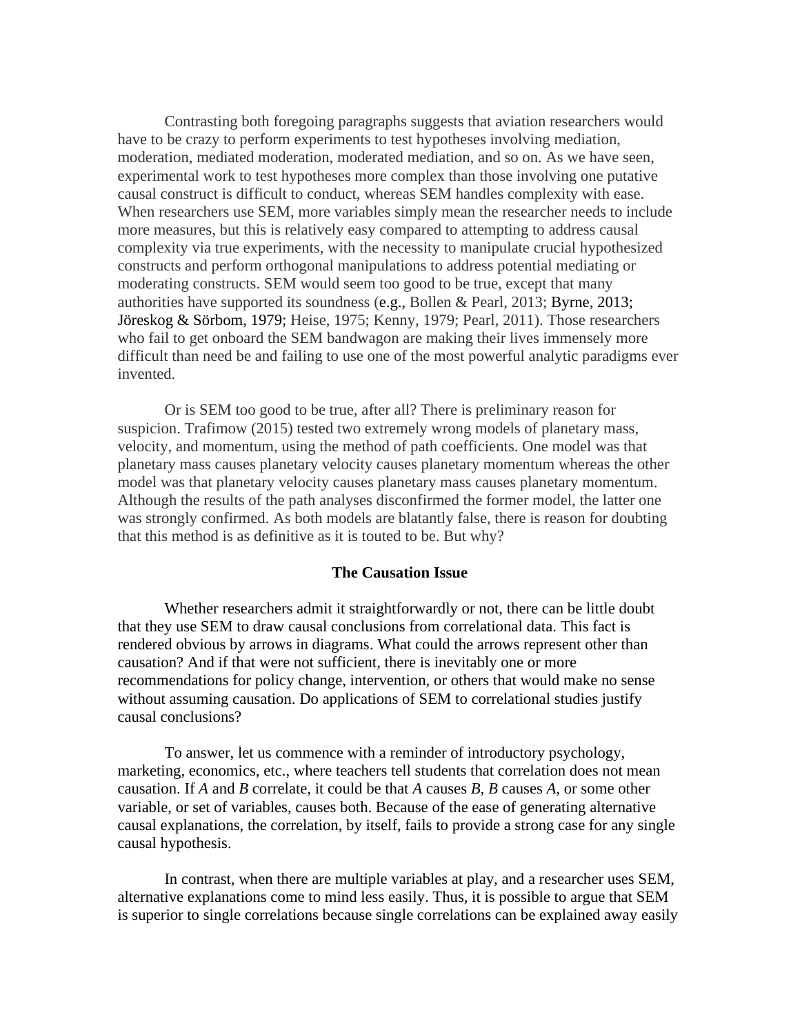Contrasting both foregoing paragraphs suggests that aviation researchers would have to be crazy to perform experiments to test hypotheses involving mediation, moderation, mediated moderation, moderated mediation, and so on. As we have seen, experimental work to test hypotheses more complex than those involving one putative causal construct is difficult to conduct, whereas SEM handles complexity with ease. When researchers use SEM, more variables simply mean the researcher needs to include more measures, but this is relatively easy compared to attempting to address causal complexity via true experiments, with the necessity to manipulate crucial hypothesized constructs and perform orthogonal manipulations to address potential mediating or moderating constructs. SEM would seem too good to be true, except that many authorities have supported its soundness (e.g., Bollen & Pearl, 2013; Byrne, 2013; Jöreskog & Sörbom, 1979; Heise, 1975; Kenny, 1979; Pearl, 2011). Those researchers who fail to get onboard the SEM bandwagon are making their lives immensely more difficult than need be and failing to use one of the most powerful analytic paradigms ever invented.

Or is SEM too good to be true, after all? There is preliminary reason for suspicion. Trafimow (2015) tested two extremely wrong models of planetary mass, velocity, and momentum, using the method of path coefficients. One model was that planetary mass causes planetary velocity causes planetary momentum whereas the other model was that planetary velocity causes planetary mass causes planetary momentum. Although the results of the path analyses disconfirmed the former model, the latter one was strongly confirmed. As both models are blatantly false, there is reason for doubting that this method is as definitive as it is touted to be. But why?

## The Causation Issue

Whether researchers admit it straightforwardly or not, there can be little doubt that they use SEM to draw causal conclusions from correlational data. This fact is rendered obvious by arrows in diagrams. What could the arrows represent other than causation? And if that were not sufficient, there is inevitably one or more recommendations for policy change, intervention, or others that would make no sense without assuming causation. Do applications of SEM to correlational studies justify causal conclusions?

To answer, let us commence with a reminder of introductory psychology, marketing, economics, etc., where teachers tell students that correlation does not mean causation. If *A* and *B* correlate, it could be that *A* causes *B*, *B* causes *A*, or some other variable, or set of variables, causes both. Because of the ease of generating alternative causal explanations, the correlation, by itself, fails to provide a strong case for any single causal hypothesis.

In contrast, when there are multiple variables at play, and a researcher uses SEM, alternative explanations come to mind less easily. Thus, it is possible to argue that SEM is superior to single correlations because single correlations can be explained away easily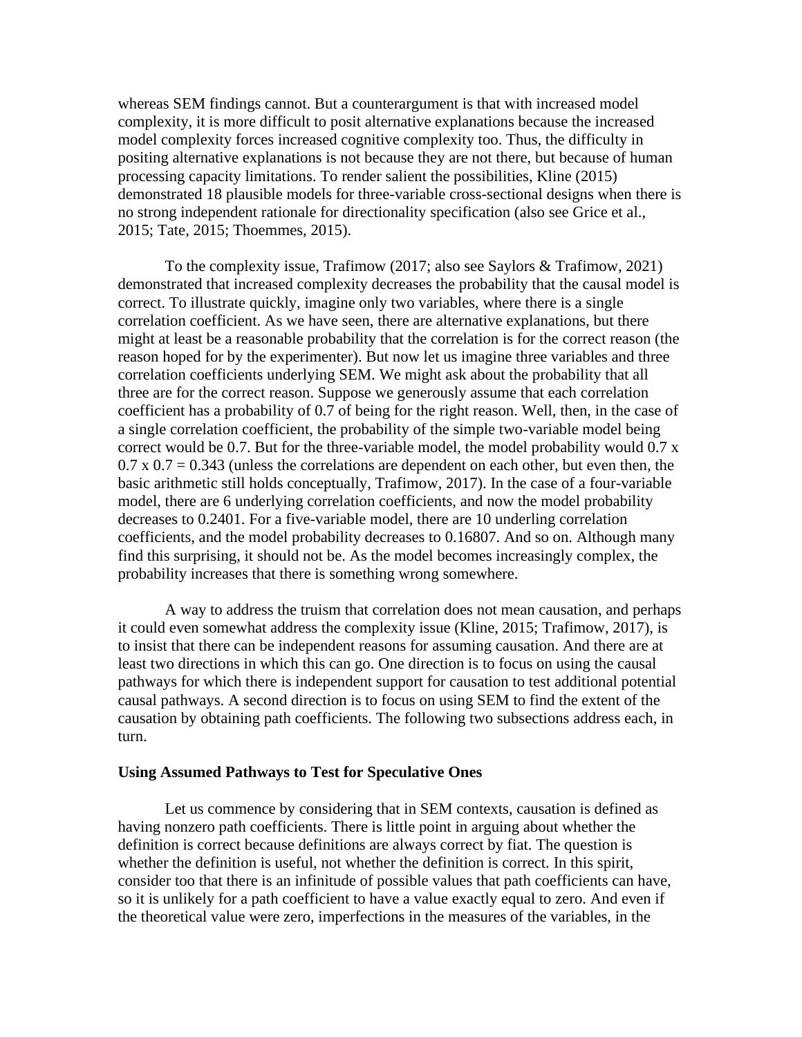whereas SEM findings cannot. But a counterargument is that with increased model complexity, it is more difficult to posit alternative explanations because the increased model complexity forces increased cognitive complexity too. Thus, the difficulty in positing alternative explanations is not because they are not there, but because of human processing capacity limitations. To render salient the possibilities, Kline (2015) demonstrated 18 plausible models for three-variable cross-sectional designs when there is no strong independent rationale for directionality specification (also see Grice et al., 2015; Tate, 2015; Thoemmes, 2015).

To the complexity issue, Trafimow (2017; also see Saylors & Trafimow, 2021) demonstrated that increased complexity decreases the probability that the causal model is correct. To illustrate quickly, imagine only two variables, where there is a single correlation coefficient. As we have seen, there are alternative explanations, but there might at least be a reasonable probability that the correlation is for the correct reason (the reason hoped for by the experimenter). But now let us imagine three variables and three correlation coefficients underlying SEM. We might ask about the probability that all three are for the correct reason. Suppose we generously assume that each correlation coefficient has a probability of 0.7 of being for the right reason. Well, then, in the case of a single correlation coefficient, the probability of the simple two-variable model being correct would be 0.7. But for the three-variable model, the model probability would $0.7 \times 0.7 \times 0.7 = 0.343$ (unless the correlations are dependent on each other, but even then, the basic arithmetic still holds conceptually, Trafimow, 2017). In the case of a four-variable model, there are 6 underlying correlation coefficients, and now the model probability decreases to 0.2401. For a five-variable model, there are 10 underling correlation coefficients, and the model probability decreases to 0.16807. And so on. Although many find this surprising, it should not be. As the model becomes increasingly complex, the probability increases that there is something wrong somewhere.

A way to address the truism that correlation does not mean causation, and perhaps it could even somewhat address the complexity issue (Kline, 2015; Trafimow, 2017), is to insist that there can be independent reasons for assuming causation. And there are at least two directions in which this can go. One direction is to focus on using the causal pathways for which there is independent support for causation to test additional potential causal pathways. A second direction is to focus on using SEM to find the extent of the causation by obtaining path coefficients. The following two subsections address each, in turn.

### Using Assumed Pathways to Test for Speculative Ones

Let us commence by considering that in SEM contexts, causation is defined as having nonzero path coefficients. There is little point in arguing about whether the definition is correct because definitions are always correct by fiat. The question is whether the definition is useful, not whether the definition is correct. In this spirit, consider too that there is an infinitude of possible values that path coefficients can have, so it is unlikely for a path coefficient to have a value exactly equal to zero. And even if the theoretical value were zero, imperfections in the measures of the variables, in the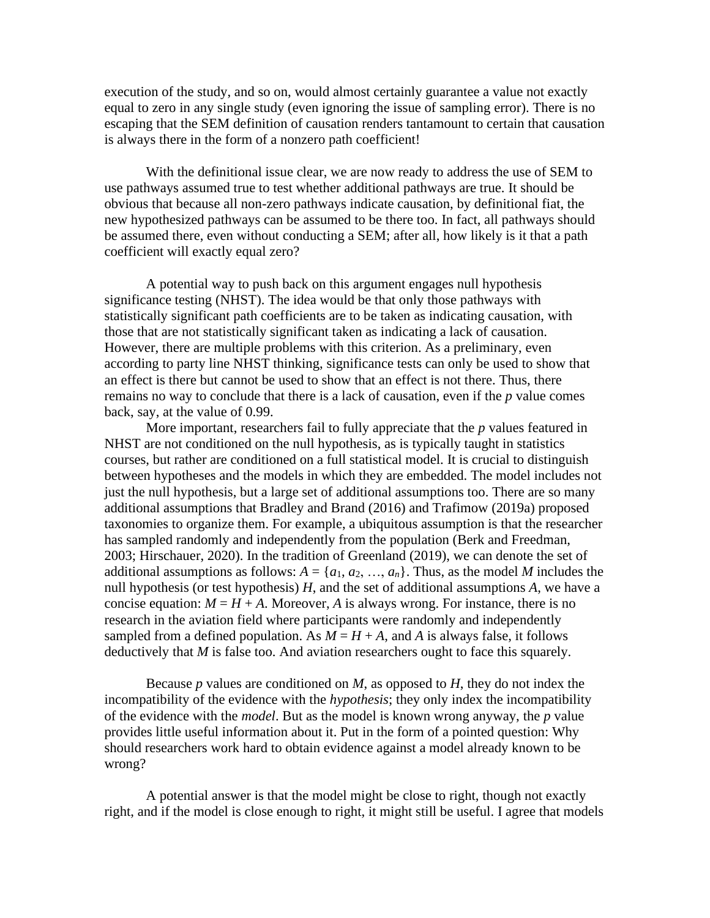execution of the study, and so on, would almost certainly guarantee a value not exactly equal to zero in any single study (even ignoring the issue of sampling error). There is no escaping that the SEM definition of causation renders tantamount to certain that causation is always there in the form of a nonzero path coefficient!

With the definitional issue clear, we are now ready to address the use of SEM to use pathways assumed true to test whether additional pathways are true. It should be obvious that because all non-zero pathways indicate causation, by definitional fiat, the new hypothesized pathways can be assumed to be there too. In fact, all pathways should be assumed there, even without conducting a SEM; after all, how likely is it that a path coefficient will exactly equal zero?

A potential way to push back on this argument engages null hypothesis significance testing (NHST). The idea would be that only those pathways with statistically significant path coefficients are to be taken as indicating causation, with those that are not statistically significant taken as indicating a lack of causation. However, there are multiple problems with this criterion. As a preliminary, even according to party line NHST thinking, significance tests can only be used to show that an effect is there but cannot be used to show that an effect is not there. Thus, there remains no way to conclude that there is a lack of causation, even if the $p$ value comes back, say, at the value of 0.99.

More important, researchers fail to fully appreciate that the $p$ values featured in NHST are not conditioned on the null hypothesis, as is typically taught in statistics courses, but rather are conditioned on a full statistical model. It is crucial to distinguish between hypotheses and the models in which they are embedded. The model includes not just the null hypothesis, but a large set of additional assumptions too. There are so many additional assumptions that Bradley and Brand (2016) and Trafimow (2019a) proposed taxonomies to organize them. For example, a ubiquitous assumption is that the researcher has sampled randomly and independently from the population (Berk and Freedman, 2003; Hirschauer, 2020). In the tradition of Greenland (2019), we can denote the set of additional assumptions as follows: $A = \{a_1, a_2, \ldots, a_n\}$. Thus, as the model $M$ includes the null hypothesis (or test hypothesis) $H$, and the set of additional assumptions $A$, we have a concise equation: $M = H + A$. Moreover, $A$ is always wrong. For instance, there is no research in the aviation field where participants were randomly and independently sampled from a defined population. As $M = H + A$, and $A$ is always false, it follows deductively that $M$ is false too. And aviation researchers ought to face this squarely.

Because $p$ values are conditioned on $M$, as opposed to $H$, they do not index the incompatibility of the evidence with the *hypothesis*; they only index the incompatibility of the evidence with the *model*. But as the model is known wrong anyway, the $p$ value provides little useful information about it. Put in the form of a pointed question: Why should researchers work hard to obtain evidence against a model already known to be wrong?

A potential answer is that the model might be close to right, though not exactly right, and if the model is close enough to right, it might still be useful. I agree that models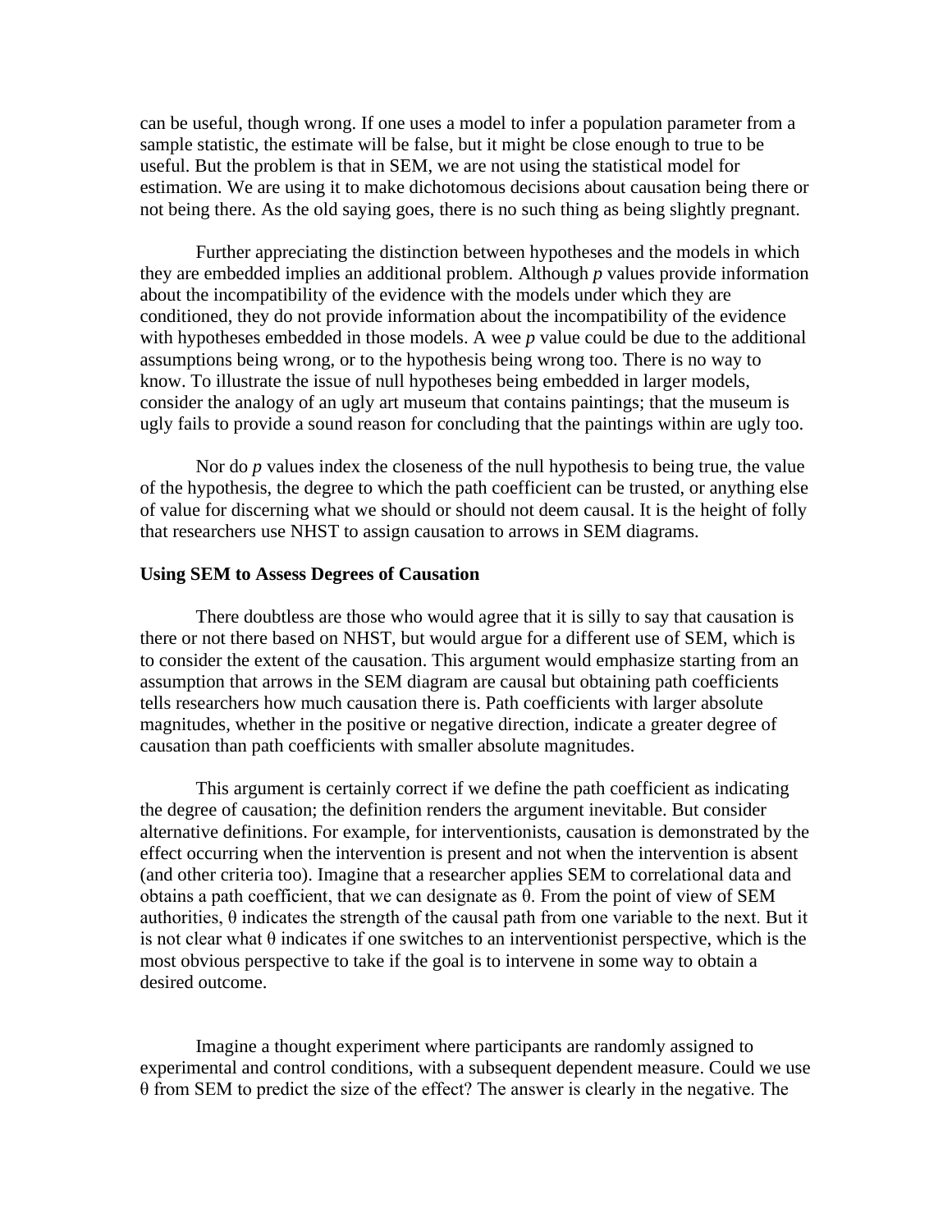can be useful, though wrong. If one uses a model to infer a population parameter from a sample statistic, the estimate will be false, but it might be close enough to true to be useful. But the problem is that in SEM, we are not using the statistical model for estimation. We are using it to make dichotomous decisions about causation being there or not being there. As the old saying goes, there is no such thing as being slightly pregnant.

Further appreciating the distinction between hypotheses and the models in which they are embedded implies an additional problem. Although *p* values provide information about the incompatibility of the evidence with the models under which they are conditioned, they do not provide information about the incompatibility of the evidence with hypotheses embedded in those models. A wee *p* value could be due to the additional assumptions being wrong, or to the hypothesis being wrong too. There is no way to know. To illustrate the issue of null hypotheses being embedded in larger models, consider the analogy of an ugly art museum that contains paintings; that the museum is ugly fails to provide a sound reason for concluding that the paintings within are ugly too.

Nor do *p* values index the closeness of the null hypothesis to being true, the value of the hypothesis, the degree to which the path coefficient can be trusted, or anything else of value for discerning what we should or should not deem causal. It is the height of folly that researchers use NHST to assign causation to arrows in SEM diagrams.

**Using SEM to Assess Degrees of Causation**

There doubtless are those who would agree that it is silly to say that causation is there or not there based on NHST, but would argue for a different use of SEM, which is to consider the extent of the causation. This argument would emphasize starting from an assumption that arrows in the SEM diagram are causal but obtaining path coefficients tells researchers how much causation there is. Path coefficients with larger absolute magnitudes, whether in the positive or negative direction, indicate a greater degree of causation than path coefficients with smaller absolute magnitudes.

This argument is certainly correct if we define the path coefficient as indicating the degree of causation; the definition renders the argument inevitable. But consider alternative definitions. For example, for interventionists, causation is demonstrated by the effect occurring when the intervention is present and not when the intervention is absent (and other criteria too). Imagine that a researcher applies SEM to correlational data and obtains a path coefficient, that we can designate as $\theta$. From the point of view of SEM authorities, $\theta$ indicates the strength of the causal path from one variable to the next. But it is not clear what $\theta$ indicates if one switches to an interventionist perspective, which is the most obvious perspective to take if the goal is to intervene in some way to obtain a desired outcome.

Imagine a thought experiment where participants are randomly assigned to experimental and control conditions, with a subsequent dependent measure. Could we use $\theta$ from SEM to predict the size of the effect? The answer is clearly in the negative. The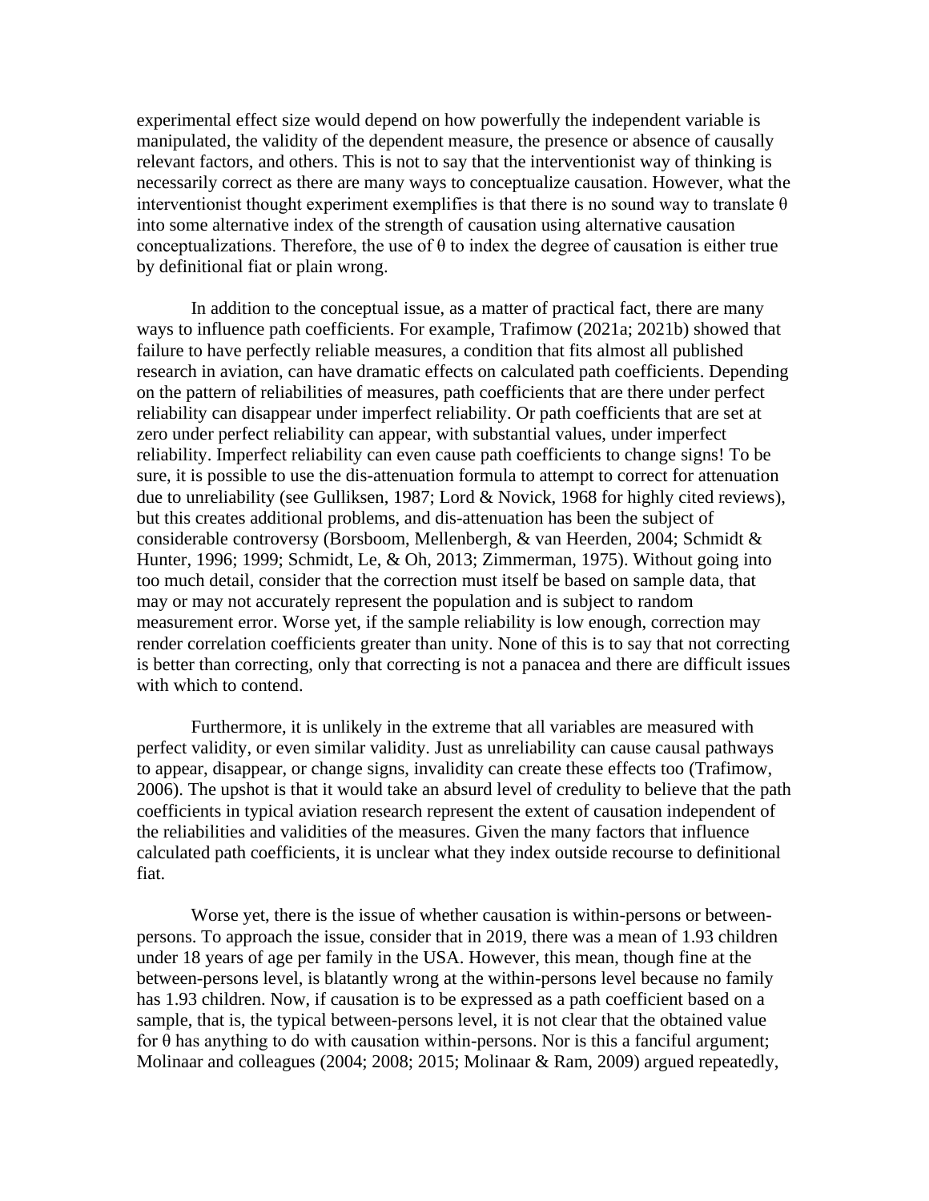experimental effect size would depend on how powerfully the independent variable is manipulated, the validity of the dependent measure, the presence or absence of causally relevant factors, and others. This is not to say that the interventionist way of thinking is necessarily correct as there are many ways to conceptualize causation. However, what the interventionist thought experiment exemplifies is that there is no sound way to translate $\theta$ into some alternative index of the strength of causation using alternative causation conceptualizations. Therefore, the use of $\theta$ to index the degree of causation is either true by definitional fiat or plain wrong.

In addition to the conceptual issue, as a matter of practical fact, there are many ways to influence path coefficients. For example, Trafimow (2021a; 2021b) showed that failure to have perfectly reliable measures, a condition that fits almost all published research in aviation, can have dramatic effects on calculated path coefficients. Depending on the pattern of reliabilities of measures, path coefficients that are there under perfect reliability can disappear under imperfect reliability. Or path coefficients that are set at zero under perfect reliability can appear, with substantial values, under imperfect reliability. Imperfect reliability can even cause path coefficients to change signs! To be sure, it is possible to use the dis-attenuation formula to attempt to correct for attenuation due to unreliability (see Gulliksen, 1987; Lord & Novick, 1968 for highly cited reviews), but this creates additional problems, and dis-attenuation has been the subject of considerable controversy (Borsboom, Mellenbergh, & van Heerden, 2004; Schmidt & Hunter, 1996; 1999; Schmidt, Le, & Oh, 2013; Zimmerman, 1975). Without going into too much detail, consider that the correction must itself be based on sample data, that may or may not accurately represent the population and is subject to random measurement error. Worse yet, if the sample reliability is low enough, correction may render correlation coefficients greater than unity. None of this is to say that not correcting is better than correcting, only that correcting is not a panacea and there are difficult issues with which to contend.

Furthermore, it is unlikely in the extreme that all variables are measured with perfect validity, or even similar validity. Just as unreliability can cause causal pathways to appear, disappear, or change signs, invalidity can create these effects too (Trafimow, 2006). The upshot is that it would take an absurd level of credulity to believe that the path coefficients in typical aviation research represent the extent of causation independent of the reliabilities and validities of the measures. Given the many factors that influence calculated path coefficients, it is unclear what they index outside recourse to definitional fiat.

Worse yet, there is the issue of whether causation is within-persons or between-persons. To approach the issue, consider that in 2019, there was a mean of 1.93 children under 18 years of age per family in the USA. However, this mean, though fine at the between-persons level, is blatantly wrong at the within-persons level because no family has 1.93 children. Now, if causation is to be expressed as a path coefficient based on a sample, that is, the typical between-persons level, it is not clear that the obtained value for $\theta$ has anything to do with causation within-persons. Nor is this a fanciful argument; Molinaar and colleagues (2004; 2008; 2015; Molinaar & Ram, 2009) argued repeatedly,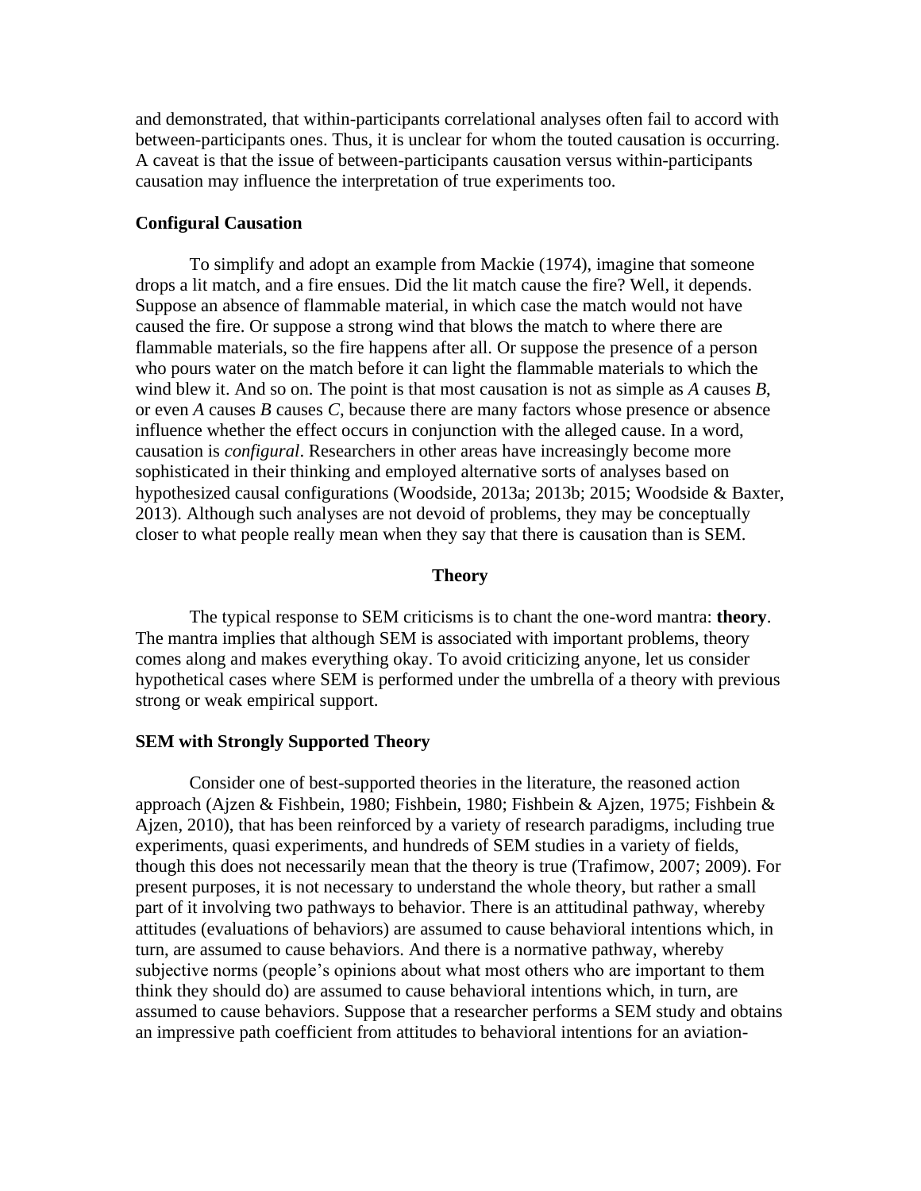and demonstrated, that within-participants correlational analyses often fail to accord with between-participants ones. Thus, it is unclear for whom the touted causation is occurring. A caveat is that the issue of between-participants causation versus within-participants causation may influence the interpretation of true experiments too.

### Configural Causation

To simplify and adopt an example from Mackie (1974), imagine that someone drops a lit match, and a fire ensues. Did the lit match cause the fire? Well, it depends. Suppose an absence of flammable material, in which case the match would not have caused the fire. Or suppose a strong wind that blows the match to where there are flammable materials, so the fire happens after all. Or suppose the presence of a person who pours water on the match before it can light the flammable materials to which the wind blew it. And so on. The point is that most causation is not as simple as *A* causes *B*, or even *A* causes *B* causes *C*, because there are many factors whose presence or absence influence whether the effect occurs in conjunction with the alleged cause. In a word, causation is *configural*. Researchers in other areas have increasingly become more sophisticated in their thinking and employed alternative sorts of analyses based on hypothesized causal configurations (Woodside, 2013a; 2013b; 2015; Woodside & Baxter, 2013). Although such analyses are not devoid of problems, they may be conceptually closer to what people really mean when they say that there is causation than is SEM.

## Theory

The typical response to SEM criticisms is to chant the one-word mantra: **theory**. The mantra implies that although SEM is associated with important problems, theory comes along and makes everything okay. To avoid criticizing anyone, let us consider hypothetical cases where SEM is performed under the umbrella of a theory with previous strong or weak empirical support.

### SEM with Strongly Supported Theory

Consider one of best-supported theories in the literature, the reasoned action approach (Ajzen & Fishbein, 1980; Fishbein, 1980; Fishbein & Ajzen, 1975; Fishbein & Ajzen, 2010), that has been reinforced by a variety of research paradigms, including true experiments, quasi experiments, and hundreds of SEM studies in a variety of fields, though this does not necessarily mean that the theory is true (Trafimow, 2007; 2009). For present purposes, it is not necessary to understand the whole theory, but rather a small part of it involving two pathways to behavior. There is an attitudinal pathway, whereby attitudes (evaluations of behaviors) are assumed to cause behavioral intentions which, in turn, are assumed to cause behaviors. And there is a normative pathway, whereby subjective norms (people's opinions about what most others who are important to them think they should do) are assumed to cause behavioral intentions which, in turn, are assumed to cause behaviors. Suppose that a researcher performs a SEM study and obtains an impressive path coefficient from attitudes to behavioral intentions for an aviation-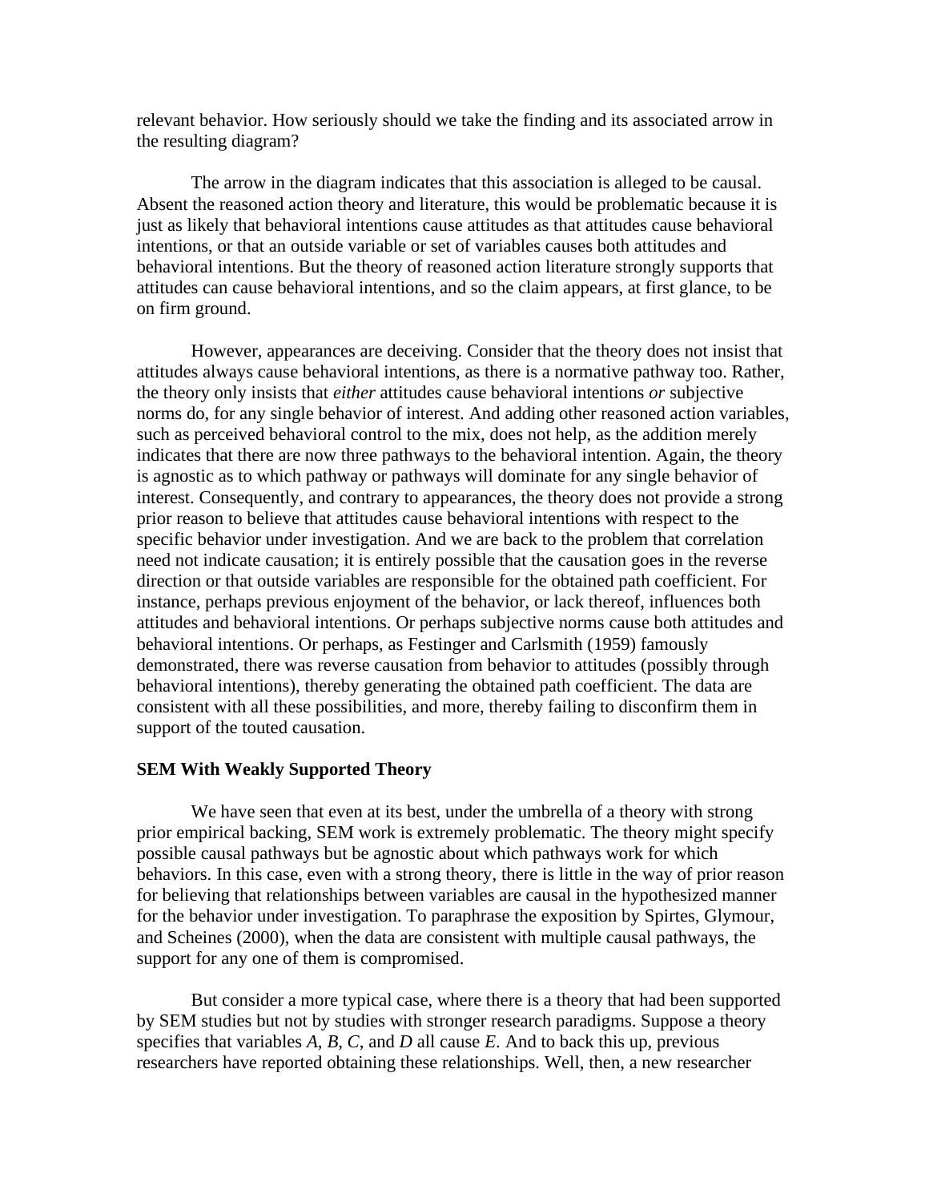relevant behavior. How seriously should we take the finding and its associated arrow in the resulting diagram?

The arrow in the diagram indicates that this association is alleged to be causal. Absent the reasoned action theory and literature, this would be problematic because it is just as likely that behavioral intentions cause attitudes as that attitudes cause behavioral intentions, or that an outside variable or set of variables causes both attitudes and behavioral intentions. But the theory of reasoned action literature strongly supports that attitudes can cause behavioral intentions, and so the claim appears, at first glance, to be on firm ground.

However, appearances are deceiving. Consider that the theory does not insist that attitudes always cause behavioral intentions, as there is a normative pathway too. Rather, the theory only insists that *either* attitudes cause behavioral intentions *or* subjective norms do, for any single behavior of interest. And adding other reasoned action variables, such as perceived behavioral control to the mix, does not help, as the addition merely indicates that there are now three pathways to the behavioral intention. Again, the theory is agnostic as to which pathway or pathways will dominate for any single behavior of interest. Consequently, and contrary to appearances, the theory does not provide a strong prior reason to believe that attitudes cause behavioral intentions with respect to the specific behavior under investigation. And we are back to the problem that correlation need not indicate causation; it is entirely possible that the causation goes in the reverse direction or that outside variables are responsible for the obtained path coefficient. For instance, perhaps previous enjoyment of the behavior, or lack thereof, influences both attitudes and behavioral intentions. Or perhaps subjective norms cause both attitudes and behavioral intentions. Or perhaps, as Festinger and Carlsmith (1959) famously demonstrated, there was reverse causation from behavior to attitudes (possibly through behavioral intentions), thereby generating the obtained path coefficient. The data are consistent with all these possibilities, and more, thereby failing to disconfirm them in support of the touted causation.

**SEM With Weakly Supported Theory**

We have seen that even at its best, under the umbrella of a theory with strong prior empirical backing, SEM work is extremely problematic. The theory might specify possible causal pathways but be agnostic about which pathways work for which behaviors. In this case, even with a strong theory, there is little in the way of prior reason for believing that relationships between variables are causal in the hypothesized manner for the behavior under investigation. To paraphrase the exposition by Spirtes, Glymour, and Scheines (2000), when the data are consistent with multiple causal pathways, the support for any one of them is compromised.

But consider a more typical case, where there is a theory that had been supported by SEM studies but not by studies with stronger research paradigms. Suppose a theory specifies that variables *A*, *B*, *C*, and *D* all cause *E*. And to back this up, previous researchers have reported obtaining these relationships. Well, then, a new researcher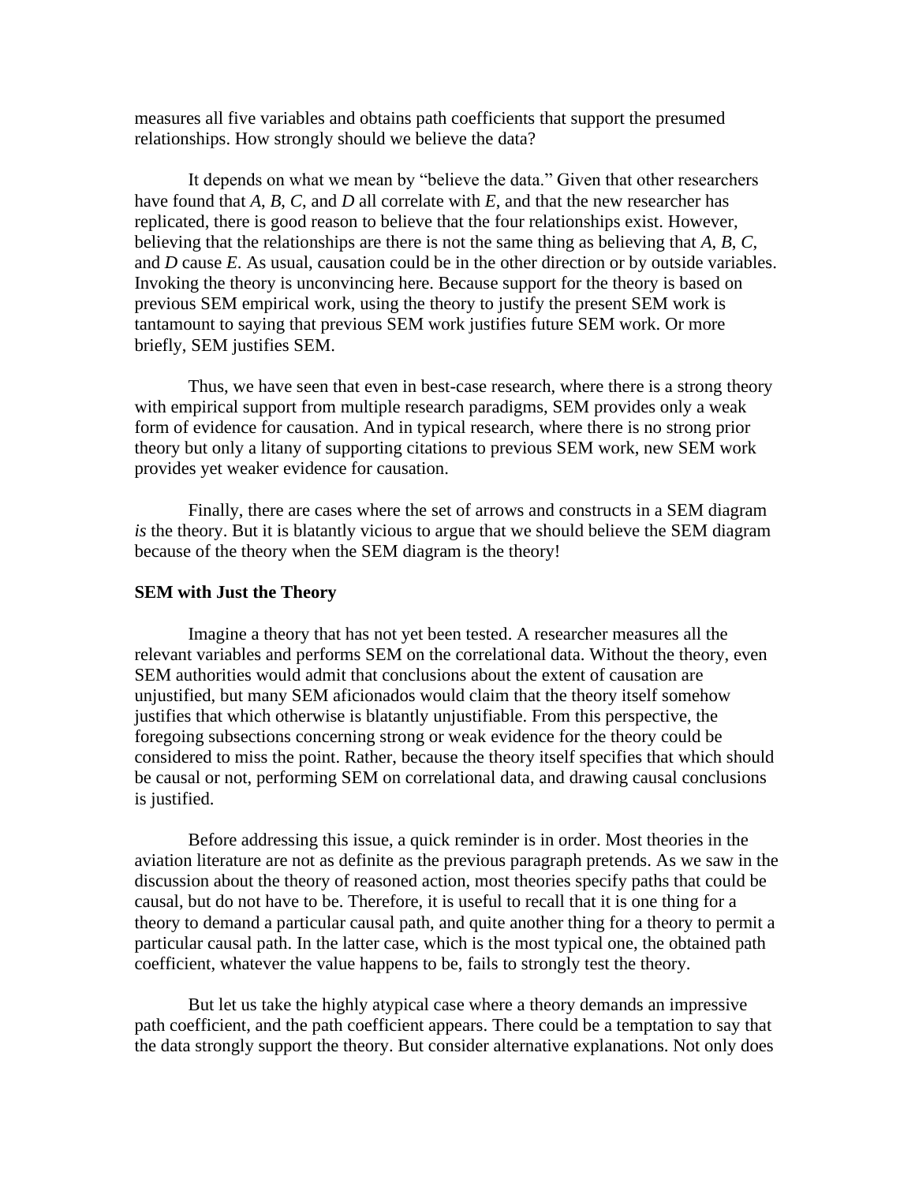measures all five variables and obtains path coefficients that support the presumed relationships. How strongly should we believe the data?

It depends on what we mean by "believe the data." Given that other researchers have found that *A*, *B*, *C*, and *D* all correlate with *E*, and that the new researcher has replicated, there is good reason to believe that the four relationships exist. However, believing that the relationships are there is not the same thing as believing that *A*, *B*, *C*, and *D* cause *E*. As usual, causation could be in the other direction or by outside variables. Invoking the theory is unconvincing here. Because support for the theory is based on previous SEM empirical work, using the theory to justify the present SEM work is tantamount to saying that previous SEM work justifies future SEM work. Or more briefly, SEM justifies SEM.

Thus, we have seen that even in best-case research, where there is a strong theory with empirical support from multiple research paradigms, SEM provides only a weak form of evidence for causation. And in typical research, where there is no strong prior theory but only a litany of supporting citations to previous SEM work, new SEM work provides yet weaker evidence for causation.

Finally, there are cases where the set of arrows and constructs in a SEM diagram *is* the theory. But it is blatantly vicious to argue that we should believe the SEM diagram because of the theory when the SEM diagram is the theory!

**SEM with Just the Theory**

Imagine a theory that has not yet been tested. A researcher measures all the relevant variables and performs SEM on the correlational data. Without the theory, even SEM authorities would admit that conclusions about the extent of causation are unjustified, but many SEM aficionados would claim that the theory itself somehow justifies that which otherwise is blatantly unjustifiable. From this perspective, the foregoing subsections concerning strong or weak evidence for the theory could be considered to miss the point. Rather, because the theory itself specifies that which should be causal or not, performing SEM on correlational data, and drawing causal conclusions is justified.

Before addressing this issue, a quick reminder is in order. Most theories in the aviation literature are not as definite as the previous paragraph pretends. As we saw in the discussion about the theory of reasoned action, most theories specify paths that could be causal, but do not have to be. Therefore, it is useful to recall that it is one thing for a theory to demand a particular causal path, and quite another thing for a theory to permit a particular causal path. In the latter case, which is the most typical one, the obtained path coefficient, whatever the value happens to be, fails to strongly test the theory.

But let us take the highly atypical case where a theory demands an impressive path coefficient, and the path coefficient appears. There could be a temptation to say that the data strongly support the theory. But consider alternative explanations. Not only does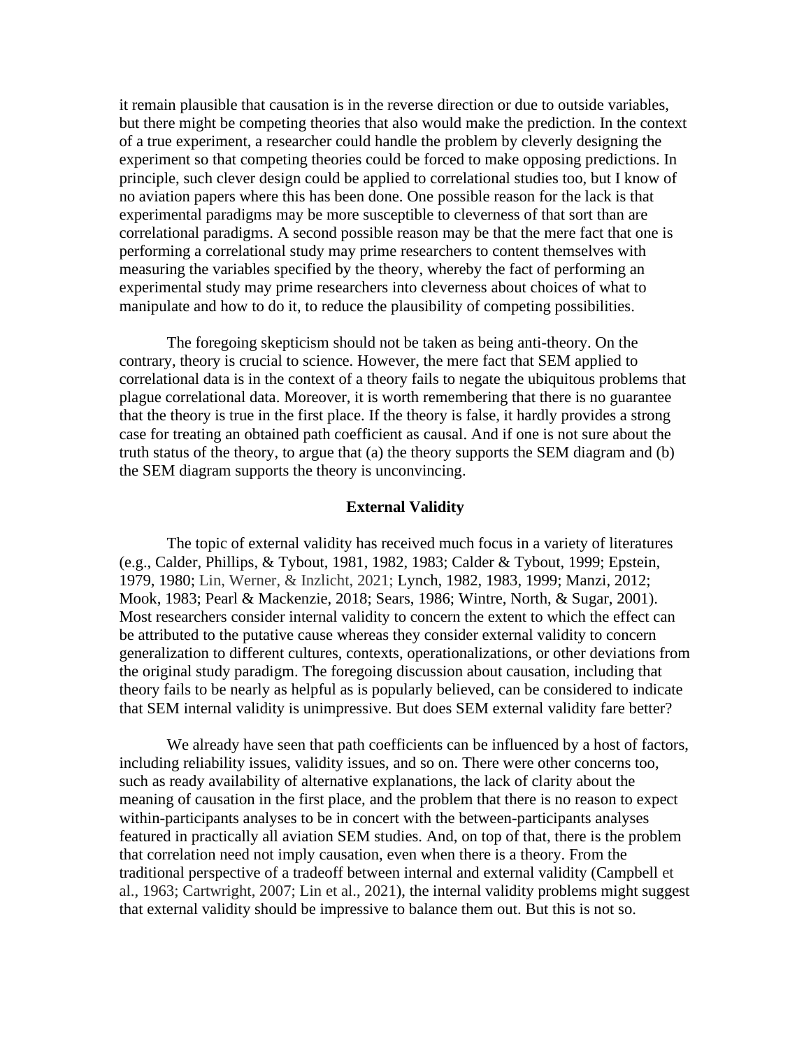it remain plausible that causation is in the reverse direction or due to outside variables, but there might be competing theories that also would make the prediction. In the context of a true experiment, a researcher could handle the problem by cleverly designing the experiment so that competing theories could be forced to make opposing predictions. In principle, such clever design could be applied to correlational studies too, but I know of no aviation papers where this has been done. One possible reason for the lack is that experimental paradigms may be more susceptible to cleverness of that sort than are correlational paradigms. A second possible reason may be that the mere fact that one is performing a correlational study may prime researchers to content themselves with measuring the variables specified by the theory, whereby the fact of performing an experimental study may prime researchers into cleverness about choices of what to manipulate and how to do it, to reduce the plausibility of competing possibilities.

The foregoing skepticism should not be taken as being anti-theory. On the contrary, theory is crucial to science. However, the mere fact that SEM applied to correlational data is in the context of a theory fails to negate the ubiquitous problems that plague correlational data. Moreover, it is worth remembering that there is no guarantee that the theory is true in the first place. If the theory is false, it hardly provides a strong case for treating an obtained path coefficient as causal. And if one is not sure about the truth status of the theory, to argue that (a) the theory supports the SEM diagram and (b) the SEM diagram supports the theory is unconvincing.

## External Validity

The topic of external validity has received much focus in a variety of literatures (e.g., Calder, Phillips, & Tybout, 1981, 1982, 1983; Calder & Tybout, 1999; Epstein, 1979, 1980; Lin, Werner, & Inzlicht, 2021; Lynch, 1982, 1983, 1999; Manzi, 2012; Mook, 1983; Pearl & Mackenzie, 2018; Sears, 1986; Wintre, North, & Sugar, 2001). Most researchers consider internal validity to concern the extent to which the effect can be attributed to the putative cause whereas they consider external validity to concern generalization to different cultures, contexts, operationalizations, or other deviations from the original study paradigm. The foregoing discussion about causation, including that theory fails to be nearly as helpful as is popularly believed, can be considered to indicate that SEM internal validity is unimpressive. But does SEM external validity fare better?

We already have seen that path coefficients can be influenced by a host of factors, including reliability issues, validity issues, and so on. There were other concerns too, such as ready availability of alternative explanations, the lack of clarity about the meaning of causation in the first place, and the problem that there is no reason to expect within-participants analyses to be in concert with the between-participants analyses featured in practically all aviation SEM studies. And, on top of that, there is the problem that correlation need not imply causation, even when there is a theory. From the traditional perspective of a tradeoff between internal and external validity (Campbell et al., 1963; Cartwright, 2007; Lin et al., 2021), the internal validity problems might suggest that external validity should be impressive to balance them out. But this is not so.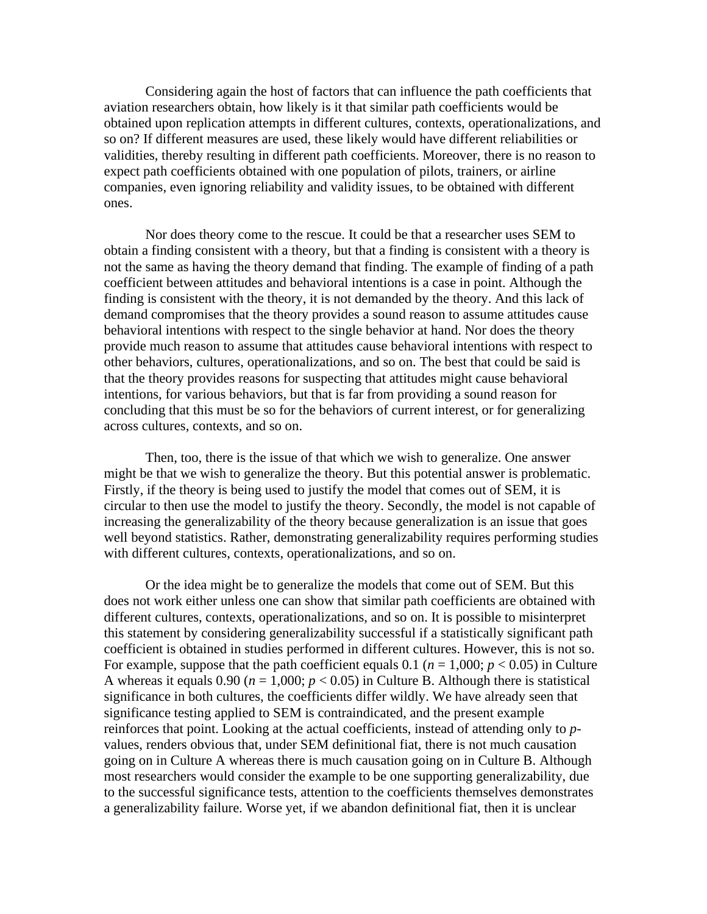Considering again the host of factors that can influence the path coefficients that aviation researchers obtain, how likely is it that similar path coefficients would be obtained upon replication attempts in different cultures, contexts, operationalizations, and so on? If different measures are used, these likely would have different reliabilities or validities, thereby resulting in different path coefficients. Moreover, there is no reason to expect path coefficients obtained with one population of pilots, trainers, or airline companies, even ignoring reliability and validity issues, to be obtained with different ones.

Nor does theory come to the rescue. It could be that a researcher uses SEM to obtain a finding consistent with a theory, but that a finding is consistent with a theory is not the same as having the theory demand that finding. The example of finding of a path coefficient between attitudes and behavioral intentions is a case in point. Although the finding is consistent with the theory, it is not demanded by the theory. And this lack of demand compromises that the theory provides a sound reason to assume attitudes cause behavioral intentions with respect to the single behavior at hand. Nor does the theory provide much reason to assume that attitudes cause behavioral intentions with respect to other behaviors, cultures, operationalizations, and so on. The best that could be said is that the theory provides reasons for suspecting that attitudes might cause behavioral intentions, for various behaviors, but that is far from providing a sound reason for concluding that this must be so for the behaviors of current interest, or for generalizing across cultures, contexts, and so on.

Then, too, there is the issue of that which we wish to generalize. One answer might be that we wish to generalize the theory. But this potential answer is problematic. Firstly, if the theory is being used to justify the model that comes out of SEM, it is circular to then use the model to justify the theory. Secondly, the model is not capable of increasing the generalizability of the theory because generalization is an issue that goes well beyond statistics. Rather, demonstrating generalizability requires performing studies with different cultures, contexts, operationalizations, and so on.

Or the idea might be to generalize the models that come out of SEM. But this does not work either unless one can show that similar path coefficients are obtained with different cultures, contexts, operationalizations, and so on. It is possible to misinterpret this statement by considering generalizability successful if a statistically significant path coefficient is obtained in studies performed in different cultures. However, this is not so. For example, suppose that the path coefficient equals 0.1 ($n = 1{,}000$; $p < 0.05$) in Culture A whereas it equals 0.90 ($n = 1{,}000$; $p < 0.05$) in Culture B. Although there is statistical significance in both cultures, the coefficients differ wildly. We have already seen that significance testing applied to SEM is contraindicated, and the present example reinforces that point. Looking at the actual coefficients, instead of attending only to *p*-values, renders obvious that, under SEM definitional fiat, there is not much causation going on in Culture A whereas there is much causation going on in Culture B. Although most researchers would consider the example to be one supporting generalizability, due to the successful significance tests, attention to the coefficients themselves demonstrates a generalizability failure. Worse yet, if we abandon definitional fiat, then it is unclear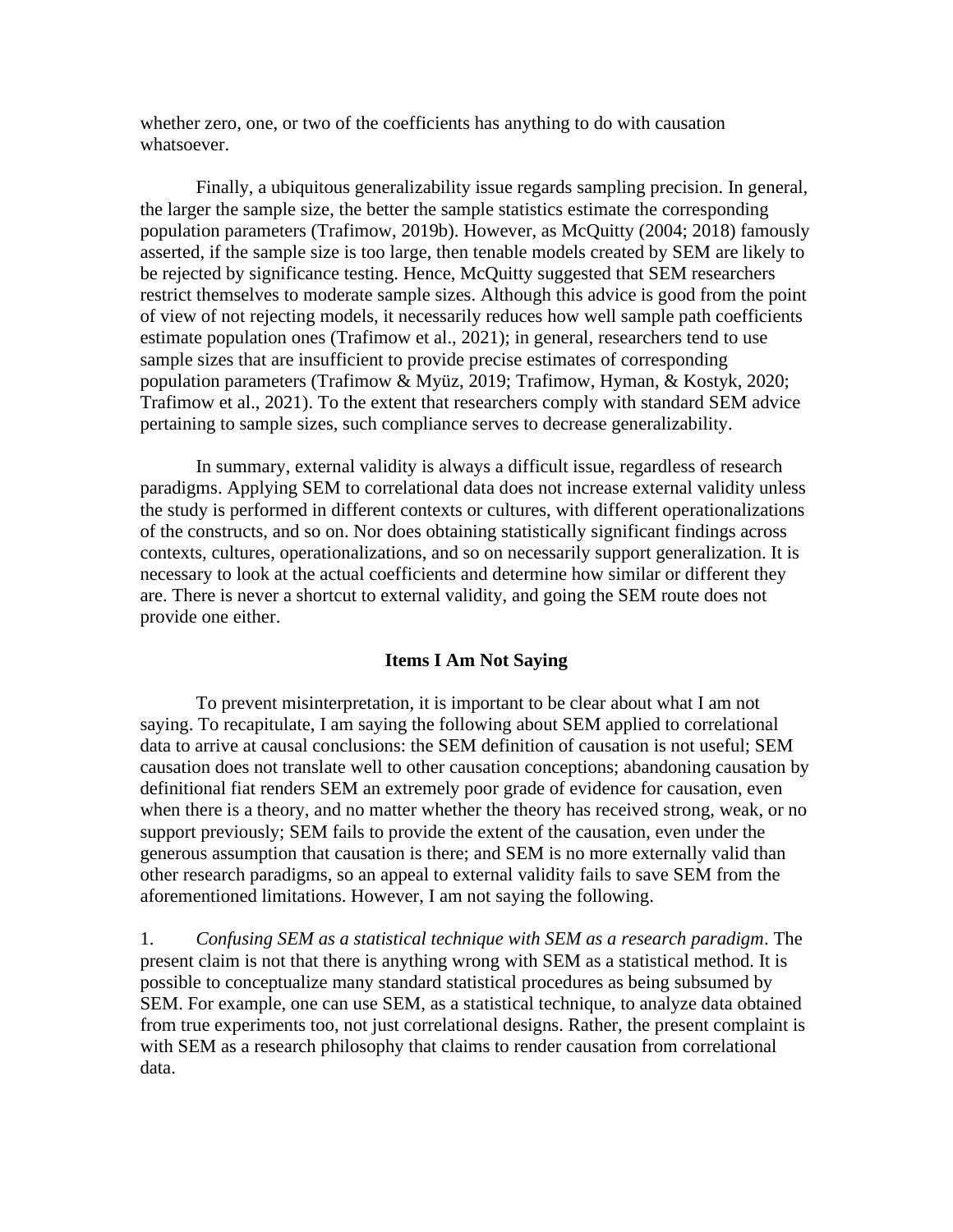whether zero, one, or two of the coefficients has anything to do with causation whatsoever.

Finally, a ubiquitous generalizability issue regards sampling precision. In general, the larger the sample size, the better the sample statistics estimate the corresponding population parameters (Trafimow, 2019b). However, as McQuitty (2004; 2018) famously asserted, if the sample size is too large, then tenable models created by SEM are likely to be rejected by significance testing. Hence, McQuitty suggested that SEM researchers restrict themselves to moderate sample sizes. Although this advice is good from the point of view of not rejecting models, it necessarily reduces how well sample path coefficients estimate population ones (Trafimow et al., 2021); in general, researchers tend to use sample sizes that are insufficient to provide precise estimates of corresponding population parameters (Trafimow & Myüz, 2019; Trafimow, Hyman, & Kostyk, 2020; Trafimow et al., 2021). To the extent that researchers comply with standard SEM advice pertaining to sample sizes, such compliance serves to decrease generalizability.

In summary, external validity is always a difficult issue, regardless of research paradigms. Applying SEM to correlational data does not increase external validity unless the study is performed in different contexts or cultures, with different operationalizations of the constructs, and so on. Nor does obtaining statistically significant findings across contexts, cultures, operationalizations, and so on necessarily support generalization. It is necessary to look at the actual coefficients and determine how similar or different they are. There is never a shortcut to external validity, and going the SEM route does not provide one either.

## Items I Am Not Saying

To prevent misinterpretation, it is important to be clear about what I am not saying. To recapitulate, I am saying the following about SEM applied to correlational data to arrive at causal conclusions: the SEM definition of causation is not useful; SEM causation does not translate well to other causation conceptions; abandoning causation by definitional fiat renders SEM an extremely poor grade of evidence for causation, even when there is a theory, and no matter whether the theory has received strong, weak, or no support previously; SEM fails to provide the extent of the causation, even under the generous assumption that causation is there; and SEM is no more externally valid than other research paradigms, so an appeal to external validity fails to save SEM from the aforementioned limitations. However, I am not saying the following.

1. *Confusing SEM as a statistical technique with SEM as a research paradigm*. The present claim is not that there is anything wrong with SEM as a statistical method. It is possible to conceptualize many standard statistical procedures as being subsumed by SEM. For example, one can use SEM, as a statistical technique, to analyze data obtained from true experiments too, not just correlational designs. Rather, the present complaint is with SEM as a research philosophy that claims to render causation from correlational data.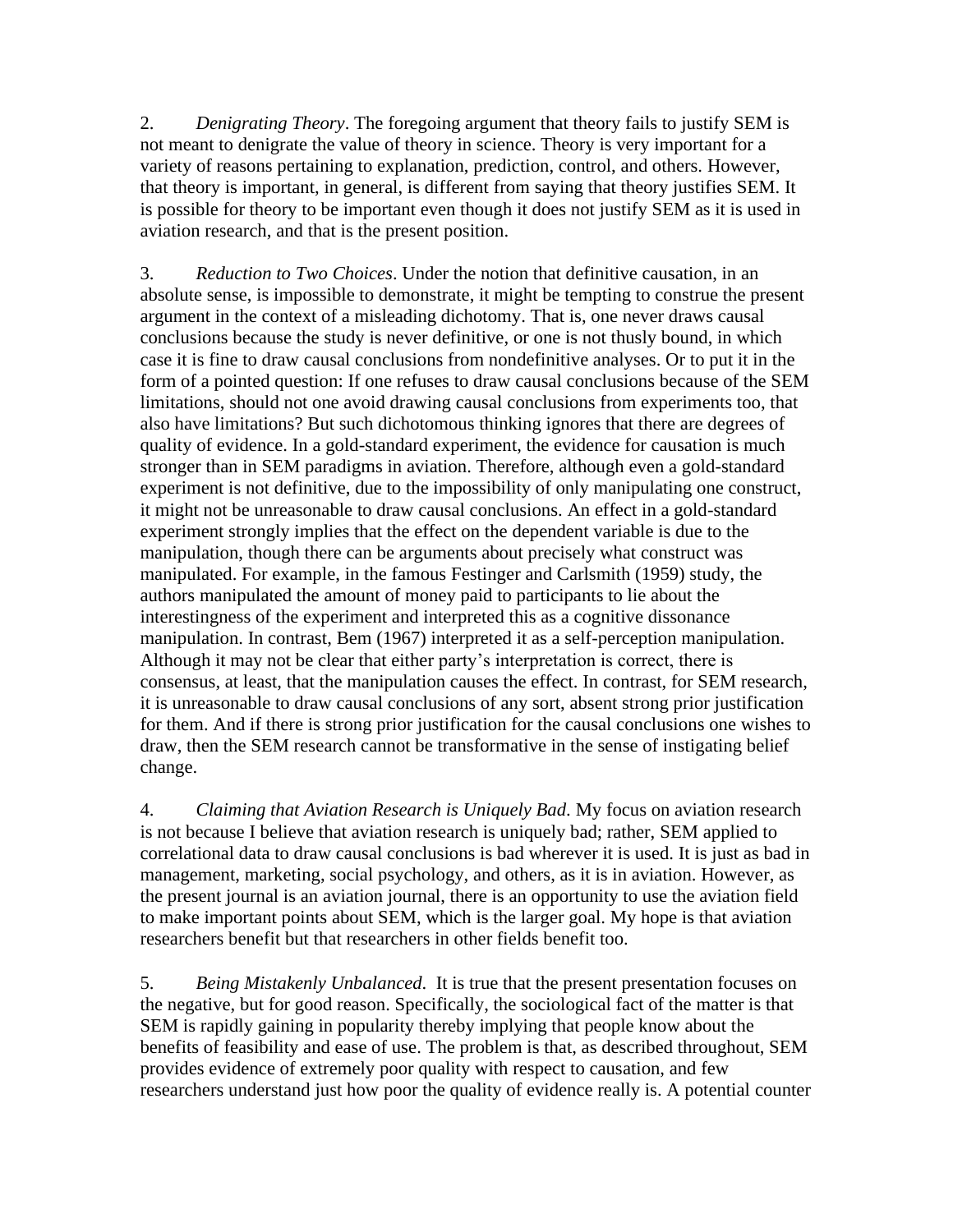2. *Denigrating Theory*. The foregoing argument that theory fails to justify SEM is not meant to denigrate the value of theory in science. Theory is very important for a variety of reasons pertaining to explanation, prediction, control, and others. However, that theory is important, in general, is different from saying that theory justifies SEM. It is possible for theory to be important even though it does not justify SEM as it is used in aviation research, and that is the present position.

3. *Reduction to Two Choices*. Under the notion that definitive causation, in an absolute sense, is impossible to demonstrate, it might be tempting to construe the present argument in the context of a misleading dichotomy. That is, one never draws causal conclusions because the study is never definitive, or one is not thusly bound, in which case it is fine to draw causal conclusions from nondefinitive analyses. Or to put it in the form of a pointed question: If one refuses to draw causal conclusions because of the SEM limitations, should not one avoid drawing causal conclusions from experiments too, that also have limitations? But such dichotomous thinking ignores that there are degrees of quality of evidence. In a gold-standard experiment, the evidence for causation is much stronger than in SEM paradigms in aviation. Therefore, although even a gold-standard experiment is not definitive, due to the impossibility of only manipulating one construct, it might not be unreasonable to draw causal conclusions. An effect in a gold-standard experiment strongly implies that the effect on the dependent variable is due to the manipulation, though there can be arguments about precisely what construct was manipulated. For example, in the famous Festinger and Carlsmith (1959) study, the authors manipulated the amount of money paid to participants to lie about the interestingness of the experiment and interpreted this as a cognitive dissonance manipulation. In contrast, Bem (1967) interpreted it as a self-perception manipulation. Although it may not be clear that either party's interpretation is correct, there is consensus, at least, that the manipulation causes the effect. In contrast, for SEM research, it is unreasonable to draw causal conclusions of any sort, absent strong prior justification for them. And if there is strong prior justification for the causal conclusions one wishes to draw, then the SEM research cannot be transformative in the sense of instigating belief change.

4. *Claiming that Aviation Research is Uniquely Bad*. My focus on aviation research is not because I believe that aviation research is uniquely bad; rather, SEM applied to correlational data to draw causal conclusions is bad wherever it is used. It is just as bad in management, marketing, social psychology, and others, as it is in aviation. However, as the present journal is an aviation journal, there is an opportunity to use the aviation field to make important points about SEM, which is the larger goal. My hope is that aviation researchers benefit but that researchers in other fields benefit too.

5. *Being Mistakenly Unbalanced*. It is true that the present presentation focuses on the negative, but for good reason. Specifically, the sociological fact of the matter is that SEM is rapidly gaining in popularity thereby implying that people know about the benefits of feasibility and ease of use. The problem is that, as described throughout, SEM provides evidence of extremely poor quality with respect to causation, and few researchers understand just how poor the quality of evidence really is. A potential counter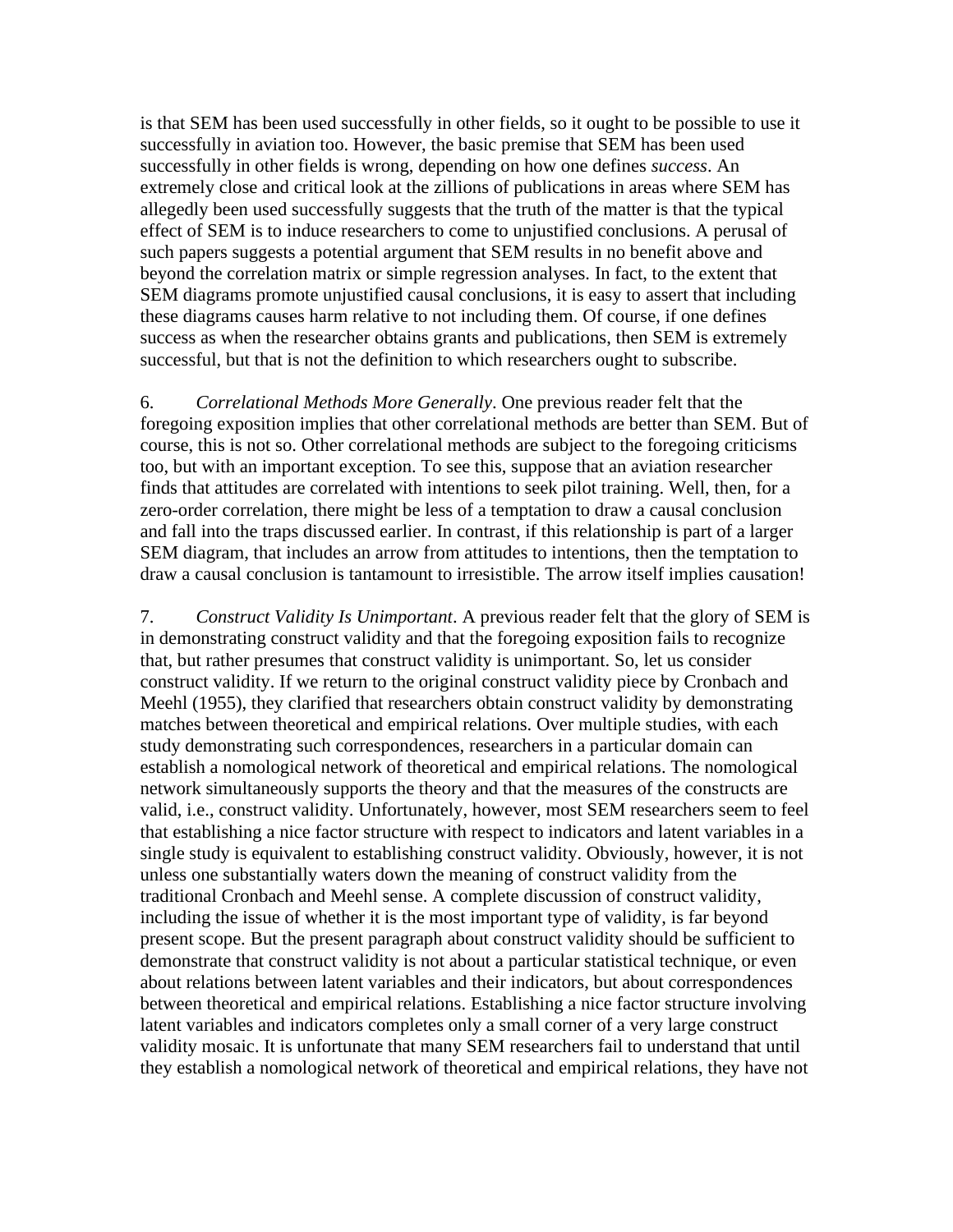is that SEM has been used successfully in other fields, so it ought to be possible to use it successfully in aviation too. However, the basic premise that SEM has been used successfully in other fields is wrong, depending on how one defines *success*. An extremely close and critical look at the zillions of publications in areas where SEM has allegedly been used successfully suggests that the truth of the matter is that the typical effect of SEM is to induce researchers to come to unjustified conclusions. A perusal of such papers suggests a potential argument that SEM results in no benefit above and beyond the correlation matrix or simple regression analyses. In fact, to the extent that SEM diagrams promote unjustified causal conclusions, it is easy to assert that including these diagrams causes harm relative to not including them. Of course, if one defines success as when the researcher obtains grants and publications, then SEM is extremely successful, but that is not the definition to which researchers ought to subscribe.

6. *Correlational Methods More Generally*. One previous reader felt that the foregoing exposition implies that other correlational methods are better than SEM. But of course, this is not so. Other correlational methods are subject to the foregoing criticisms too, but with an important exception. To see this, suppose that an aviation researcher finds that attitudes are correlated with intentions to seek pilot training. Well, then, for a zero-order correlation, there might be less of a temptation to draw a causal conclusion and fall into the traps discussed earlier. In contrast, if this relationship is part of a larger SEM diagram, that includes an arrow from attitudes to intentions, then the temptation to draw a causal conclusion is tantamount to irresistible. The arrow itself implies causation!

7. *Construct Validity Is Unimportant*. A previous reader felt that the glory of SEM is in demonstrating construct validity and that the foregoing exposition fails to recognize that, but rather presumes that construct validity is unimportant. So, let us consider construct validity. If we return to the original construct validity piece by Cronbach and Meehl (1955), they clarified that researchers obtain construct validity by demonstrating matches between theoretical and empirical relations. Over multiple studies, with each study demonstrating such correspondences, researchers in a particular domain can establish a nomological network of theoretical and empirical relations. The nomological network simultaneously supports the theory and that the measures of the constructs are valid, i.e., construct validity. Unfortunately, however, most SEM researchers seem to feel that establishing a nice factor structure with respect to indicators and latent variables in a single study is equivalent to establishing construct validity. Obviously, however, it is not unless one substantially waters down the meaning of construct validity from the traditional Cronbach and Meehl sense. A complete discussion of construct validity, including the issue of whether it is the most important type of validity, is far beyond present scope. But the present paragraph about construct validity should be sufficient to demonstrate that construct validity is not about a particular statistical technique, or even about relations between latent variables and their indicators, but about correspondences between theoretical and empirical relations. Establishing a nice factor structure involving latent variables and indicators completes only a small corner of a very large construct validity mosaic. It is unfortunate that many SEM researchers fail to understand that until they establish a nomological network of theoretical and empirical relations, they have not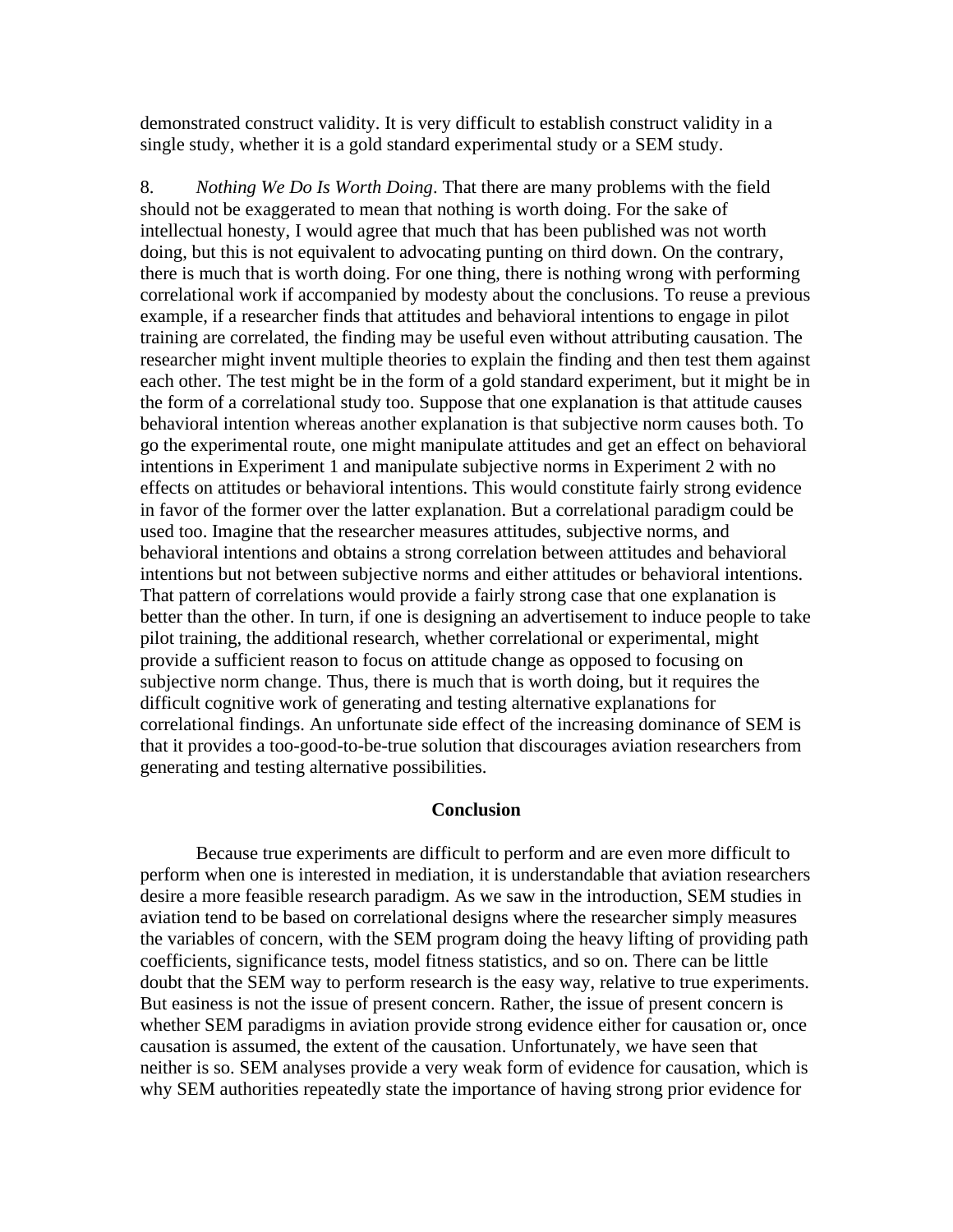demonstrated construct validity. It is very difficult to establish construct validity in a single study, whether it is a gold standard experimental study or a SEM study.

8. *Nothing We Do Is Worth Doing*. That there are many problems with the field should not be exaggerated to mean that nothing is worth doing. For the sake of intellectual honesty, I would agree that much that has been published was not worth doing, but this is not equivalent to advocating punting on third down. On the contrary, there is much that is worth doing. For one thing, there is nothing wrong with performing correlational work if accompanied by modesty about the conclusions. To reuse a previous example, if a researcher finds that attitudes and behavioral intentions to engage in pilot training are correlated, the finding may be useful even without attributing causation. The researcher might invent multiple theories to explain the finding and then test them against each other. The test might be in the form of a gold standard experiment, but it might be in the form of a correlational study too. Suppose that one explanation is that attitude causes behavioral intention whereas another explanation is that subjective norm causes both. To go the experimental route, one might manipulate attitudes and get an effect on behavioral intentions in Experiment 1 and manipulate subjective norms in Experiment 2 with no effects on attitudes or behavioral intentions. This would constitute fairly strong evidence in favor of the former over the latter explanation. But a correlational paradigm could be used too. Imagine that the researcher measures attitudes, subjective norms, and behavioral intentions and obtains a strong correlation between attitudes and behavioral intentions but not between subjective norms and either attitudes or behavioral intentions. That pattern of correlations would provide a fairly strong case that one explanation is better than the other. In turn, if one is designing an advertisement to induce people to take pilot training, the additional research, whether correlational or experimental, might provide a sufficient reason to focus on attitude change as opposed to focusing on subjective norm change. Thus, there is much that is worth doing, but it requires the difficult cognitive work of generating and testing alternative explanations for correlational findings. An unfortunate side effect of the increasing dominance of SEM is that it provides a too-good-to-be-true solution that discourages aviation researchers from generating and testing alternative possibilities.

## Conclusion

Because true experiments are difficult to perform and are even more difficult to perform when one is interested in mediation, it is understandable that aviation researchers desire a more feasible research paradigm. As we saw in the introduction, SEM studies in aviation tend to be based on correlational designs where the researcher simply measures the variables of concern, with the SEM program doing the heavy lifting of providing path coefficients, significance tests, model fitness statistics, and so on. There can be little doubt that the SEM way to perform research is the easy way, relative to true experiments. But easiness is not the issue of present concern. Rather, the issue of present concern is whether SEM paradigms in aviation provide strong evidence either for causation or, once causation is assumed, the extent of the causation. Unfortunately, we have seen that neither is so. SEM analyses provide a very weak form of evidence for causation, which is why SEM authorities repeatedly state the importance of having strong prior evidence for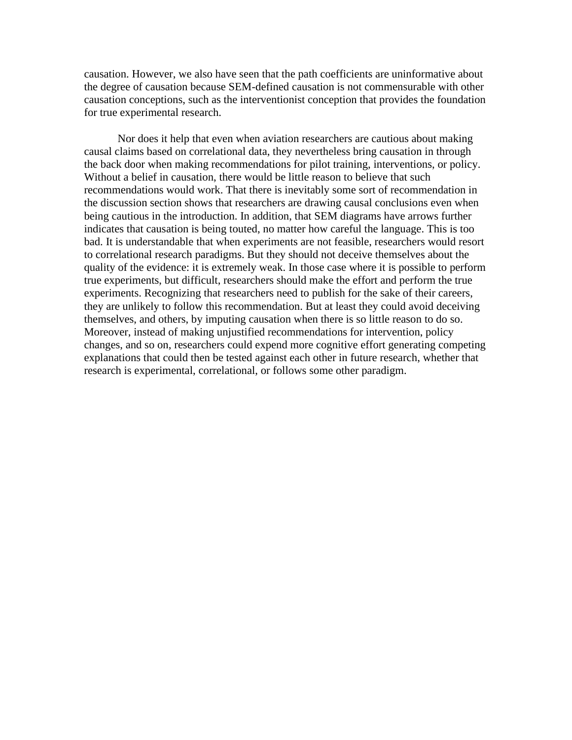causation. However, we also have seen that the path coefficients are uninformative about the degree of causation because SEM-defined causation is not commensurable with other causation conceptions, such as the interventionist conception that provides the foundation for true experimental research.

Nor does it help that even when aviation researchers are cautious about making causal claims based on correlational data, they nevertheless bring causation in through the back door when making recommendations for pilot training, interventions, or policy. Without a belief in causation, there would be little reason to believe that such recommendations would work. That there is inevitably some sort of recommendation in the discussion section shows that researchers are drawing causal conclusions even when being cautious in the introduction. In addition, that SEM diagrams have arrows further indicates that causation is being touted, no matter how careful the language. This is too bad. It is understandable that when experiments are not feasible, researchers would resort to correlational research paradigms. But they should not deceive themselves about the quality of the evidence: it is extremely weak. In those case where it is possible to perform true experiments, but difficult, researchers should make the effort and perform the true experiments. Recognizing that researchers need to publish for the sake of their careers, they are unlikely to follow this recommendation. But at least they could avoid deceiving themselves, and others, by imputing causation when there is so little reason to do so. Moreover, instead of making unjustified recommendations for intervention, policy changes, and so on, researchers could expend more cognitive effort generating competing explanations that could then be tested against each other in future research, whether that research is experimental, correlational, or follows some other paradigm.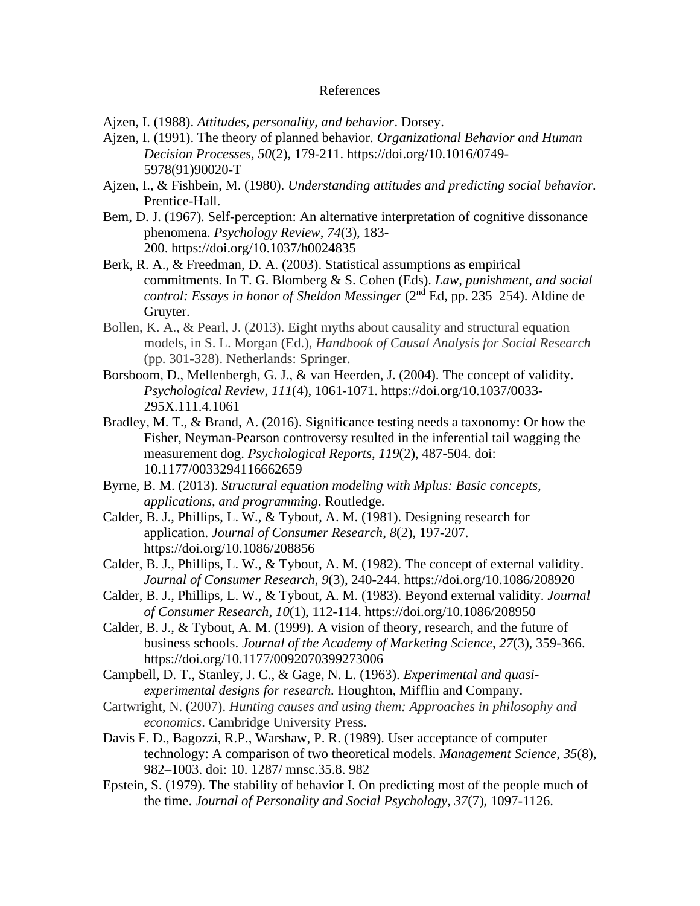# References

Ajzen, I. (1988). *Attitudes, personality, and behavior*. Dorsey.

Ajzen, I. (1991). The theory of planned behavior. *Organizational Behavior and Human Decision Processes*, *50*(2), 179-211. https://doi.org/10.1016/0749-5978(91)90020-T

Ajzen, I., & Fishbein, M. (1980). *Understanding attitudes and predicting social behavior.* Prentice-Hall.

Bem, D. J. (1967). Self-perception: An alternative interpretation of cognitive dissonance phenomena. *Psychology Review*, *74*(3), 183-200. https://doi.org/10.1037/h0024835

Berk, R. A., & Freedman, D. A. (2003). Statistical assumptions as empirical commitments. In T. G. Blomberg & S. Cohen (Eds). *Law, punishment, and social control: Essays in honor of Sheldon Messinger* (2nd Ed, pp. 235–254). Aldine de Gruyter.

Bollen, K. A., & Pearl, J. (2013). Eight myths about causality and structural equation models, in S. L. Morgan (Ed.), *Handbook of Causal Analysis for Social Research* (pp. 301-328). Netherlands: Springer.

Borsboom, D., Mellenbergh, G. J., & van Heerden, J. (2004). The concept of validity. *Psychological Review*, *111*(4), 1061-1071. https://doi.org/10.1037/0033-295X.111.4.1061

Bradley, M. T., & Brand, A. (2016). Significance testing needs a taxonomy: Or how the Fisher, Neyman-Pearson controversy resulted in the inferential tail wagging the measurement dog. *Psychological Reports*, *119*(2), 487-504. doi: 10.1177/0033294116662659

Byrne, B. M. (2013). *Structural equation modeling with Mplus: Basic concepts, applications, and programming*. Routledge.

Calder, B. J., Phillips, L. W., & Tybout, A. M. (1981). Designing research for application. *Journal of Consumer Research*, *8*(2), 197-207. https://doi.org/10.1086/208856

Calder, B. J., Phillips, L. W., & Tybout, A. M. (1982). The concept of external validity. *Journal of Consumer Research*, *9*(3), 240-244. https://doi.org/10.1086/208920

Calder, B. J., Phillips, L. W., & Tybout, A. M. (1983). Beyond external validity. *Journal of Consumer Research, 10*(1), 112-114. https://doi.org/10.1086/208950

Calder, B. J., & Tybout, A. M. (1999). A vision of theory, research, and the future of business schools. *Journal of the Academy of Marketing Science*, *27*(3), 359-366. https://doi.org/10.1177/0092070399273006

Campbell, D. T., Stanley, J. C., & Gage, N. L. (1963). *Experimental and quasi-experimental designs for research.* Houghton, Mifflin and Company.

Cartwright, N. (2007). *Hunting causes and using them: Approaches in philosophy and economics*. Cambridge University Press.

Davis F. D., Bagozzi, R.P., Warshaw, P. R. (1989). User acceptance of computer technology: A comparison of two theoretical models. *Management Science*, *35*(8), 982–1003. doi: 10. 1287/ mnsc.35.8. 982

Epstein, S. (1979). The stability of behavior I. On predicting most of the people much of the time. *Journal of Personality and Social Psychology*, *37*(7), 1097-1126.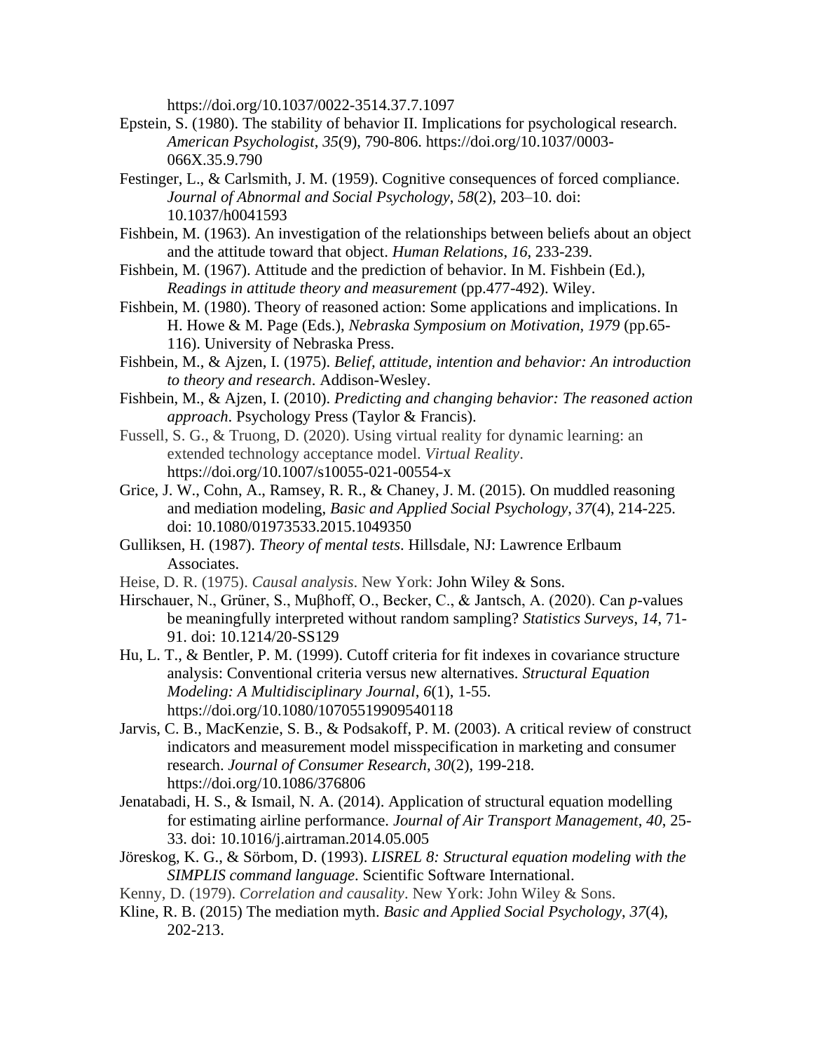https://doi.org/10.1037/0022-3514.37.7.1097

Epstein, S. (1980). The stability of behavior II. Implications for psychological research. *American Psychologist*, *35*(9), 790-806. https://doi.org/10.1037/0003-066X.35.9.790

Festinger, L., & Carlsmith, J. M. (1959). Cognitive consequences of forced compliance. *Journal of Abnormal and Social Psychology*, *58*(2), 203–10. doi: 10.1037/h0041593

Fishbein, M. (1963). An investigation of the relationships between beliefs about an object and the attitude toward that object. *Human Relations*, *16*, 233-239.

Fishbein, M. (1967). Attitude and the prediction of behavior. In M. Fishbein (Ed.), *Readings in attitude theory and measurement* (pp.477-492). Wiley.

Fishbein, M. (1980). Theory of reasoned action: Some applications and implications. In H. Howe & M. Page (Eds.), *Nebraska Symposium on Motivation, 1979* (pp.65-116). University of Nebraska Press.

Fishbein, M., & Ajzen, I. (1975). *Belief, attitude, intention and behavior: An introduction to theory and research*. Addison-Wesley.

Fishbein, M., & Ajzen, I. (2010). *Predicting and changing behavior: The reasoned action approach*. Psychology Press (Taylor & Francis).

Fussell, S. G., & Truong, D. (2020). Using virtual reality for dynamic learning: an extended technology acceptance model. *Virtual Reality*. https://doi.org/10.1007/s10055-021-00554-x

Grice, J. W., Cohn, A., Ramsey, R. R., & Chaney, J. M. (2015). On muddled reasoning and mediation modeling, *Basic and Applied Social Psychology*, *37*(4), 214-225. doi: 10.1080/01973533.2015.1049350

Gulliksen, H. (1987). *Theory of mental tests*. Hillsdale, NJ: Lawrence Erlbaum Associates.

Heise, D. R. (1975). *Causal analysis*. New York: John Wiley & Sons.

Hirschauer, N., Grüner, S., Muβhoff, O., Becker, C., & Jantsch, A. (2020). Can *p*-values be meaningfully interpreted without random sampling? *Statistics Surveys*, *14*, 71-91. doi: 10.1214/20-SS129

Hu, L. T., & Bentler, P. M. (1999). Cutoff criteria for fit indexes in covariance structure analysis: Conventional criteria versus new alternatives. *Structural Equation Modeling: A Multidisciplinary Journal*, *6*(1), 1-55. https://doi.org/10.1080/10705519909540118

Jarvis, C. B., MacKenzie, S. B., & Podsakoff, P. M. (2003). A critical review of construct indicators and measurement model misspecification in marketing and consumer research. *Journal of Consumer Research*, *30*(2), 199-218. https://doi.org/10.1086/376806

Jenatabadi, H. S., & Ismail, N. A. (2014). Application of structural equation modelling for estimating airline performance. *Journal of Air Transport Management*, *40*, 25-33. doi: 10.1016/j.airtraman.2014.05.005

Jöreskog, K. G., & Sörbom, D. (1993). *LISREL 8: Structural equation modeling with the SIMPLIS command language*. Scientific Software International.

Kenny, D. (1979). *Correlation and causality*. New York: John Wiley & Sons.

Kline, R. B. (2015) The mediation myth. *Basic and Applied Social Psychology*, *37*(4), 202-213.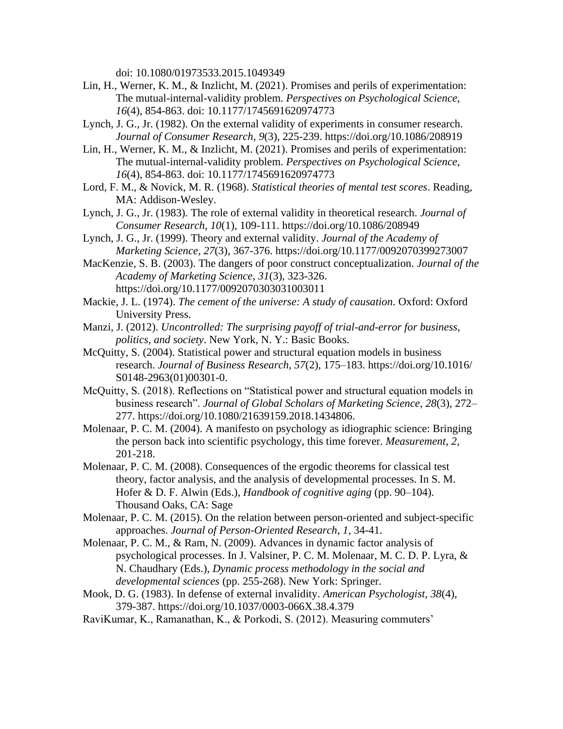doi: 10.1080/01973533.2015.1049349

Lin, H., Werner, K. M., & Inzlicht, M. (2021). Promises and perils of experimentation: The mutual-internal-validity problem. *Perspectives on Psychological Science*, *16*(4), 854-863. doi: 10.1177/1745691620974773

Lynch, J. G., Jr. (1982). On the external validity of experiments in consumer research. *Journal of Consumer Research*, *9*(3), 225-239. https://doi.org/10.1086/208919

Lin, H., Werner, K. M., & Inzlicht, M. (2021). Promises and perils of experimentation: The mutual-internal-validity problem. *Perspectives on Psychological Science*, *16*(4), 854-863. doi: 10.1177/1745691620974773

Lord, F. M., & Novick, M. R. (1968). *Statistical theories of mental test scores*. Reading, MA: Addison-Wesley.

Lynch, J. G., Jr. (1983). The role of external validity in theoretical research. *Journal of Consumer Research*, *10*(1), 109-111. https://doi.org/10.1086/208949

Lynch, J. G., Jr. (1999). Theory and external validity. *Journal of the Academy of Marketing Science*, *27*(3), 367-376. https://doi.org/10.1177/0092070399273007

MacKenzie, S. B. (2003). The dangers of poor construct conceptualization. *Journal of the Academy of Marketing Science*, *31*(3), 323-326. https://doi.org/10.1177/0092070303031003011

Mackie, J. L. (1974). *The cement of the universe: A study of causation*. Oxford: Oxford University Press.

Manzi, J. (2012). *Uncontrolled: The surprising payoff of trial-and-error for business, politics, and society*. New York, N. Y.: Basic Books.

McQuitty, S. (2004). Statistical power and structural equation models in business research. *Journal of Business Research*, *57*(2), 175–183. https://doi.org/10.1016/S0148-2963(01)00301-0.

McQuitty, S. (2018). Reflections on "Statistical power and structural equation models in business research". *Journal of Global Scholars of Marketing Science*, *28*(3), 272–277. https://doi.org/10.1080/21639159.2018.1434806.

Molenaar, P. C. M. (2004). A manifesto on psychology as idiographic science: Bringing the person back into scientific psychology, this time forever. *Measurement*, *2*, 201-218.

Molenaar, P. C. M. (2008). Consequences of the ergodic theorems for classical test theory, factor analysis, and the analysis of developmental processes. In S. M. Hofer & D. F. Alwin (Eds.), *Handbook of cognitive aging* (pp. 90–104). Thousand Oaks, CA: Sage

Molenaar, P. C. M. (2015). On the relation between person-oriented and subject-specific approaches. *Journal of Person-Oriented Research*, *1*, 34-41.

Molenaar, P. C. M., & Ram, N. (2009). Advances in dynamic factor analysis of psychological processes. In J. Valsiner, P. C. M. Molenaar, M. C. D. P. Lyra, & N. Chaudhary (Eds.), *Dynamic process methodology in the social and developmental sciences* (pp. 255-268). New York: Springer.

Mook, D. G. (1983). In defense of external invalidity. *American Psychologist*, *38*(4), 379-387. https://doi.org/10.1037/0003-066X.38.4.379

RaviKumar, K., Ramanathan, K., & Porkodi, S. (2012). Measuring commuters'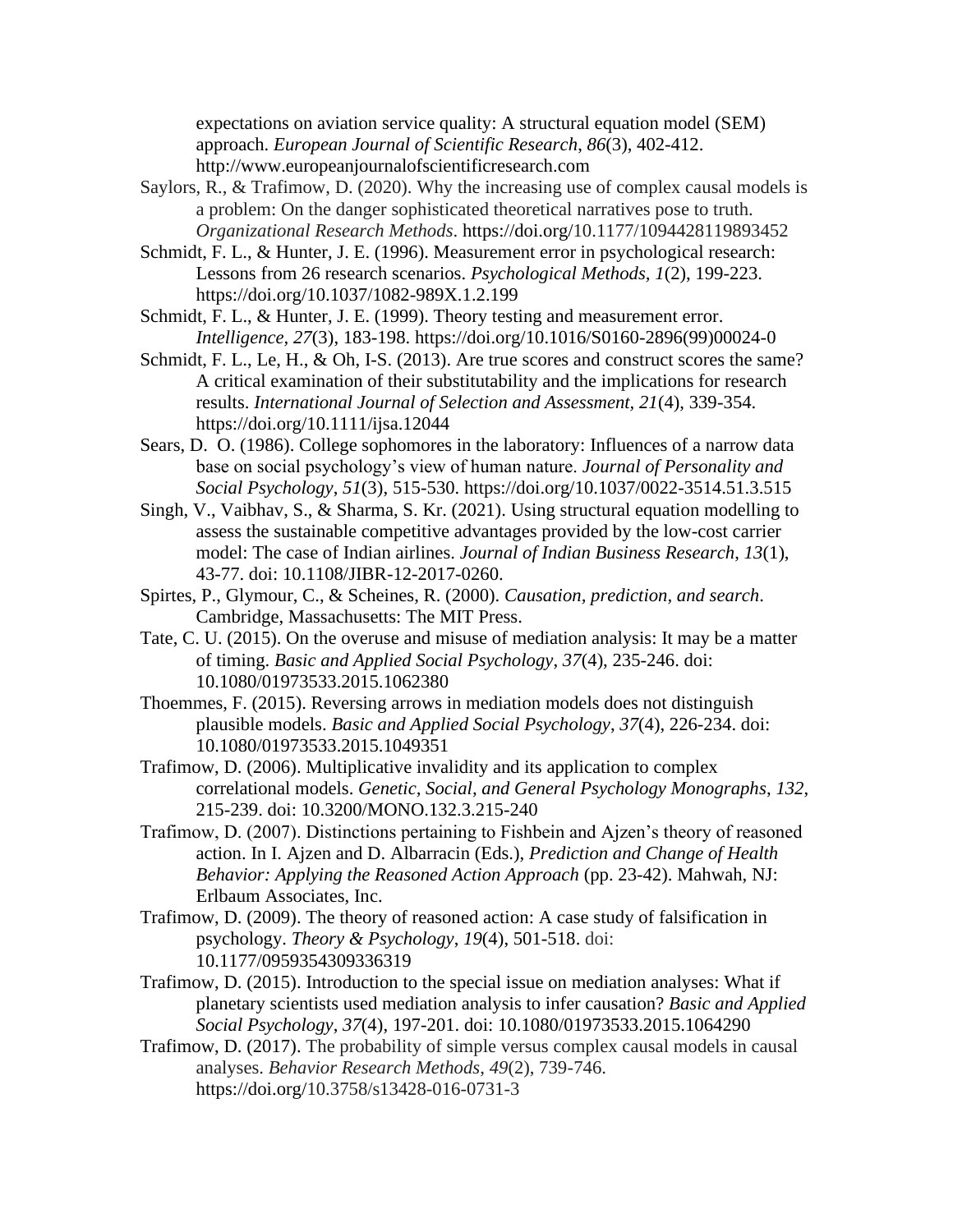expectations on aviation service quality: A structural equation model (SEM) approach. *European Journal of Scientific Research, 86*(3), 402-412. http://www.europeanjournalofscientificresearch.com

Saylors, R., & Trafimow, D. (2020). Why the increasing use of complex causal models is a problem: On the danger sophisticated theoretical narratives pose to truth. *Organizational Research Methods*. https://doi.org/10.1177/1094428119893452

Schmidt, F. L., & Hunter, J. E. (1996). Measurement error in psychological research: Lessons from 26 research scenarios. *Psychological Methods, 1*(2), 199-223. https://doi.org/10.1037/1082-989X.1.2.199

Schmidt, F. L., & Hunter, J. E. (1999). Theory testing and measurement error. *Intelligence, 27*(3), 183-198. https://doi.org/10.1016/S0160-2896(99)00024-0

Schmidt, F. L., Le, H., & Oh, I-S. (2013). Are true scores and construct scores the same? A critical examination of their substitutability and the implications for research results. *International Journal of Selection and Assessment*, *21*(4), 339-354. https://doi.org/10.1111/ijsa.12044

Sears, D. O. (1986). College sophomores in the laboratory: Influences of a narrow data base on social psychology's view of human nature. *Journal of Personality and Social Psychology*, *51*(3), 515-530. https://doi.org/10.1037/0022-3514.51.3.515

Singh, V., Vaibhav, S., & Sharma, S. Kr. (2021). Using structural equation modelling to assess the sustainable competitive advantages provided by the low-cost carrier model: The case of Indian airlines. *Journal of Indian Business Research*, *13*(1), 43-77. doi: 10.1108/JIBR-12-2017-0260.

Spirtes, P., Glymour, C., & Scheines, R. (2000). *Causation, prediction, and search*. Cambridge, Massachusetts: The MIT Press.

Tate, C. U. (2015). On the overuse and misuse of mediation analysis: It may be a matter of timing. *Basic and Applied Social Psychology*, *37*(4), 235-246. doi: 10.1080/01973533.2015.1062380

Thoemmes, F. (2015). Reversing arrows in mediation models does not distinguish plausible models. *Basic and Applied Social Psychology*, *37*(4), 226-234. doi: 10.1080/01973533.2015.1049351

Trafimow, D. (2006). Multiplicative invalidity and its application to complex correlational models. *Genetic, Social, and General Psychology Monographs*, *132*, 215-239. doi: 10.3200/MONO.132.3.215-240

Trafimow, D. (2007). Distinctions pertaining to Fishbein and Ajzen's theory of reasoned action. In I. Ajzen and D. Albarracin (Eds.), *Prediction and Change of Health Behavior: Applying the Reasoned Action Approach* (pp. 23-42). Mahwah, NJ: Erlbaum Associates, Inc.

Trafimow, D. (2009). The theory of reasoned action: A case study of falsification in psychology. *Theory & Psychology*, *19*(4), 501-518. doi: 10.1177/0959354309336319

Trafimow, D. (2015). Introduction to the special issue on mediation analyses: What if planetary scientists used mediation analysis to infer causation? *Basic and Applied Social Psychology*, *37*(4), 197-201. doi: 10.1080/01973533.2015.1064290

Trafimow, D. (2017). The probability of simple versus complex causal models in causal analyses. *Behavior Research Methods*, *49*(2), 739-746. https://doi.org/10.3758/s13428-016-0731-3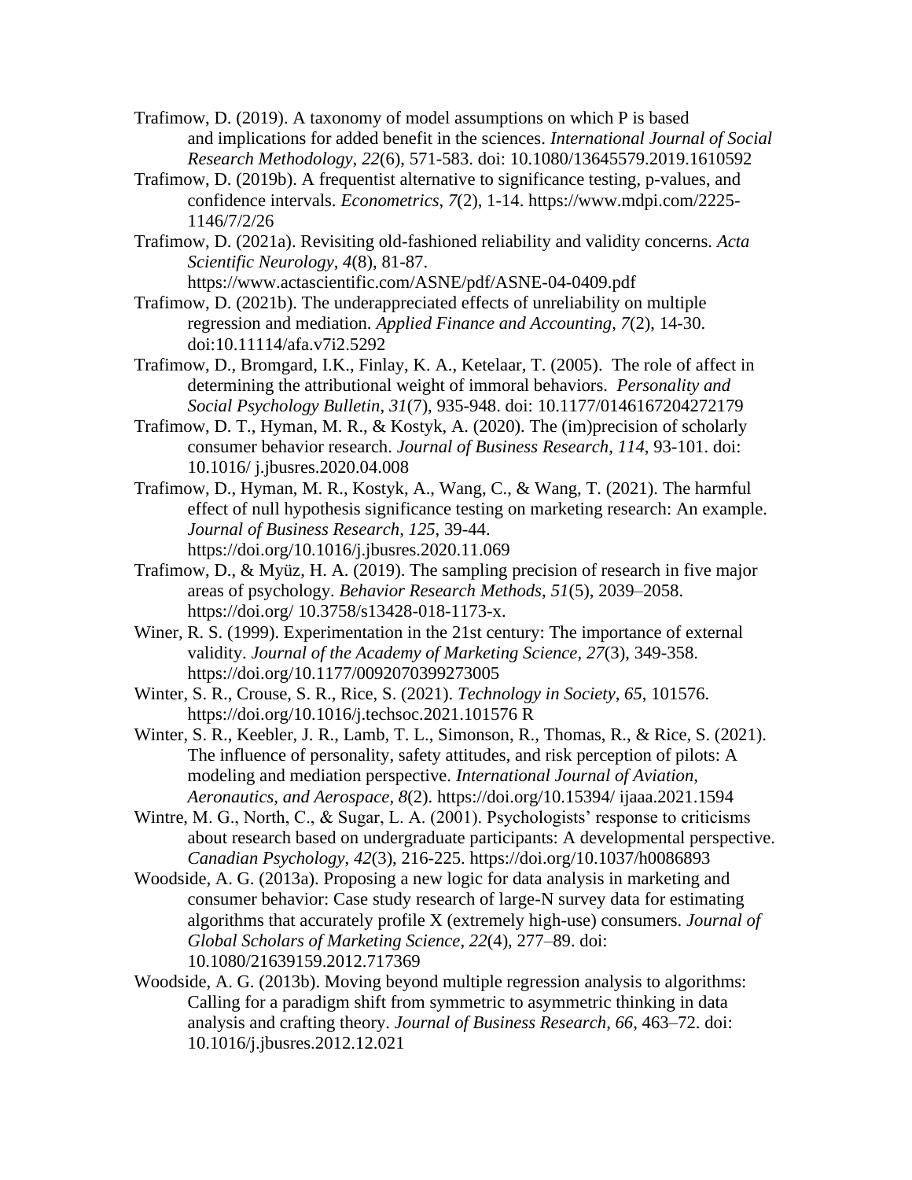Trafimow, D. (2019). A taxonomy of model assumptions on which P is based and implications for added benefit in the sciences. *International Journal of Social Research Methodology*, *22*(6), 571-583. doi: 10.1080/13645579.2019.1610592

Trafimow, D. (2019b). A frequentist alternative to significance testing, p-values, and confidence intervals. *Econometrics*, *7*(2), 1-14. https://www.mdpi.com/2225-1146/7/2/26

Trafimow, D. (2021a). Revisiting old-fashioned reliability and validity concerns. *Acta Scientific Neurology*, *4*(8), 81-87. https://www.actascientific.com/ASNE/pdf/ASNE-04-0409.pdf

Trafimow, D. (2021b). The underappreciated effects of unreliability on multiple regression and mediation. *Applied Finance and Accounting*, *7*(2), 14-30. doi:10.11114/afa.v7i2.5292

Trafimow, D., Bromgard, I.K., Finlay, K. A., Ketelaar, T. (2005). The role of affect in determining the attributional weight of immoral behaviors. *Personality and Social Psychology Bulletin*, *31*(7), 935-948. doi: 10.1177/0146167204272179

Trafimow, D. T., Hyman, M. R., & Kostyk, A. (2020). The (im)precision of scholarly consumer behavior research. *Journal of Business Research*, *114*, 93-101. doi: 10.1016/ j.jbusres.2020.04.008

Trafimow, D., Hyman, M. R., Kostyk, A., Wang, C., & Wang, T. (2021). The harmful effect of null hypothesis significance testing on marketing research: An example. *Journal of Business Research*, *125*, 39-44. https://doi.org/10.1016/j.jbusres.2020.11.069

Trafimow, D., & Myüz, H. A. (2019). The sampling precision of research in five major areas of psychology. *Behavior Research Methods*, *51*(5), 2039–2058. https://doi.org/ 10.3758/s13428-018-1173-x.

Winer, R. S. (1999). Experimentation in the 21st century: The importance of external validity. *Journal of the Academy of Marketing Science*, *27*(3), 349-358. https://doi.org/10.1177/0092070399273005

Winter, S. R., Crouse, S. R., Rice, S. (2021). *Technology in Society*, *65*, 101576. https://doi.org/10.1016/j.techsoc.2021.101576 R

Winter, S. R., Keebler, J. R., Lamb, T. L., Simonson, R., Thomas, R., & Rice, S. (2021). The influence of personality, safety attitudes, and risk perception of pilots: A modeling and mediation perspective. *International Journal of Aviation, Aeronautics, and Aerospace*, *8*(2). https://doi.org/10.15394/ ijaaa.2021.1594

Wintre, M. G., North, C., & Sugar, L. A. (2001). Psychologists' response to criticisms about research based on undergraduate participants: A developmental perspective. *Canadian Psychology*, *42*(3), 216-225. https://doi.org/10.1037/h0086893

Woodside, A. G. (2013a). Proposing a new logic for data analysis in marketing and consumer behavior: Case study research of large-N survey data for estimating algorithms that accurately profile X (extremely high-use) consumers. *Journal of Global Scholars of Marketing Science*, *22*(4), 277–89. doi: 10.1080/21639159.2012.717369

Woodside, A. G. (2013b). Moving beyond multiple regression analysis to algorithms: Calling for a paradigm shift from symmetric to asymmetric thinking in data analysis and crafting theory. *Journal of Business Research*, *66*, 463–72. doi: 10.1016/j.jbusres.2012.12.021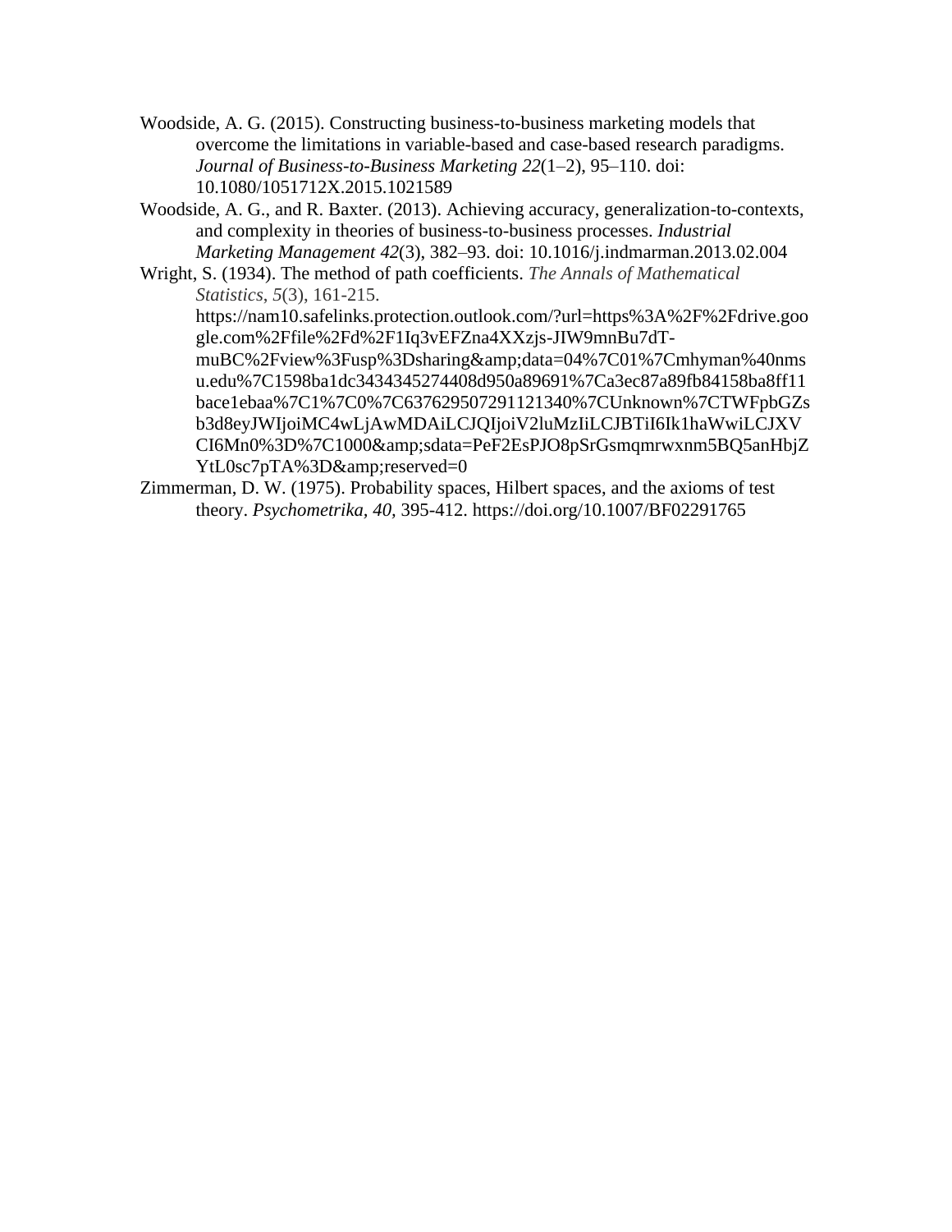Woodside, A. G. (2015). Constructing business-to-business marketing models that overcome the limitations in variable-based and case-based research paradigms. *Journal of Business-to-Business Marketing 22*(1–2), 95–110. doi: 10.1080/1051712X.2015.1021589

Woodside, A. G., and R. Baxter. (2013). Achieving accuracy, generalization-to-contexts, and complexity in theories of business-to-business processes. *Industrial Marketing Management 42*(3), 382–93. doi: 10.1016/j.indmarman.2013.02.004

Wright, S. (1934). The method of path coefficients. *The Annals of Mathematical Statistics*, *5*(3), 161-215. https://nam10.safelinks.protection.outlook.com/?url=https%3A%2F%2Fdrive.google.com%2Ffile%2Fd%2F1Iq3vEFZna4XXzjs-JIW9mnBu7dT-muBC%2Fview%3Fusp%3Dsharing&amp;data=04%7C01%7Cmhyman%40nmsu.edu%7C1598ba1dc3434345274408d950a89691%7Ca3ec87a89fb84158ba8ff11bace1ebaa%7C1%7C0%7C637629507291121340%7CUnknown%7CTWFpbGZsb3d8eyJWIjoiMC4wLjAwMDAiLCJQIjoiV2luMzIiLCJBTiI6Ik1haWwiLCJXVCI6Mn0%3D%7C1000&amp;sdata=PeF2EsPJO8pSrGsmqmrwxnm5BQ5anHbjZYtL0sc7pTA%3D&amp;reserved=0

Zimmerman, D. W. (1975). Probability spaces, Hilbert spaces, and the axioms of test theory. *Psychometrika, 40,* 395-412. https://doi.org/10.1007/BF02291765